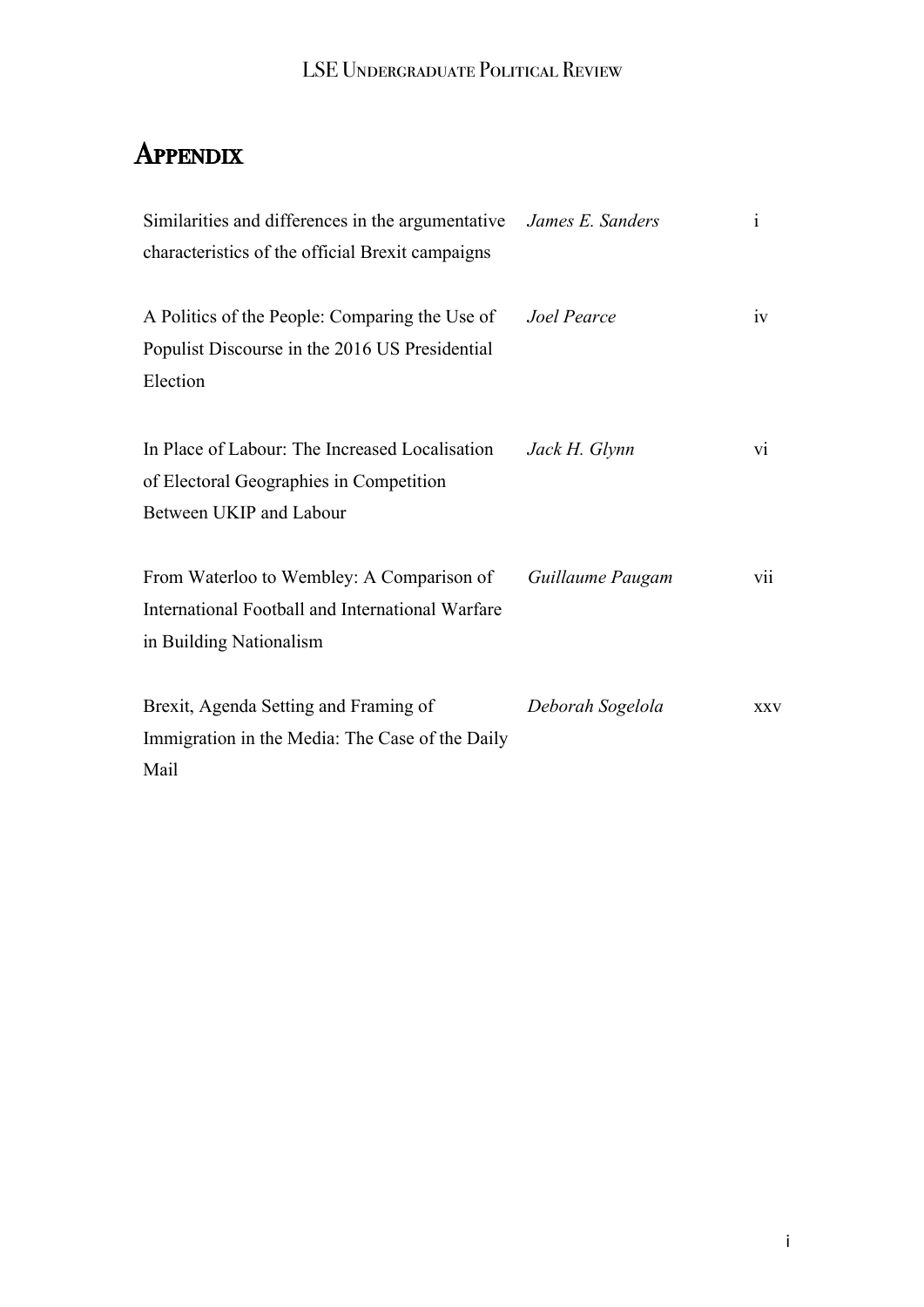# Appendix

| | | |
|---|---|---|
| Similarities and differences in the argumentative characteristics of the official Brexit campaigns | *James E. Sanders* | i |
| A Politics of the People: Comparing the Use of Populist Discourse in the 2016 US Presidential Election | *Joel Pearce* | iv |
| In Place of Labour: The Increased Localisation of Electoral Geographies in Competition Between UKIP and Labour | *Jack H. Glynn* | vi |
| From Waterloo to Wembley: A Comparison of International Football and International Warfare in Building Nationalism | *Guillaume Paugam* | vii |
| Brexit, Agenda Setting and Framing of Immigration in the Media: The Case of the Daily Mail | *Deborah Sogelola* | xxv |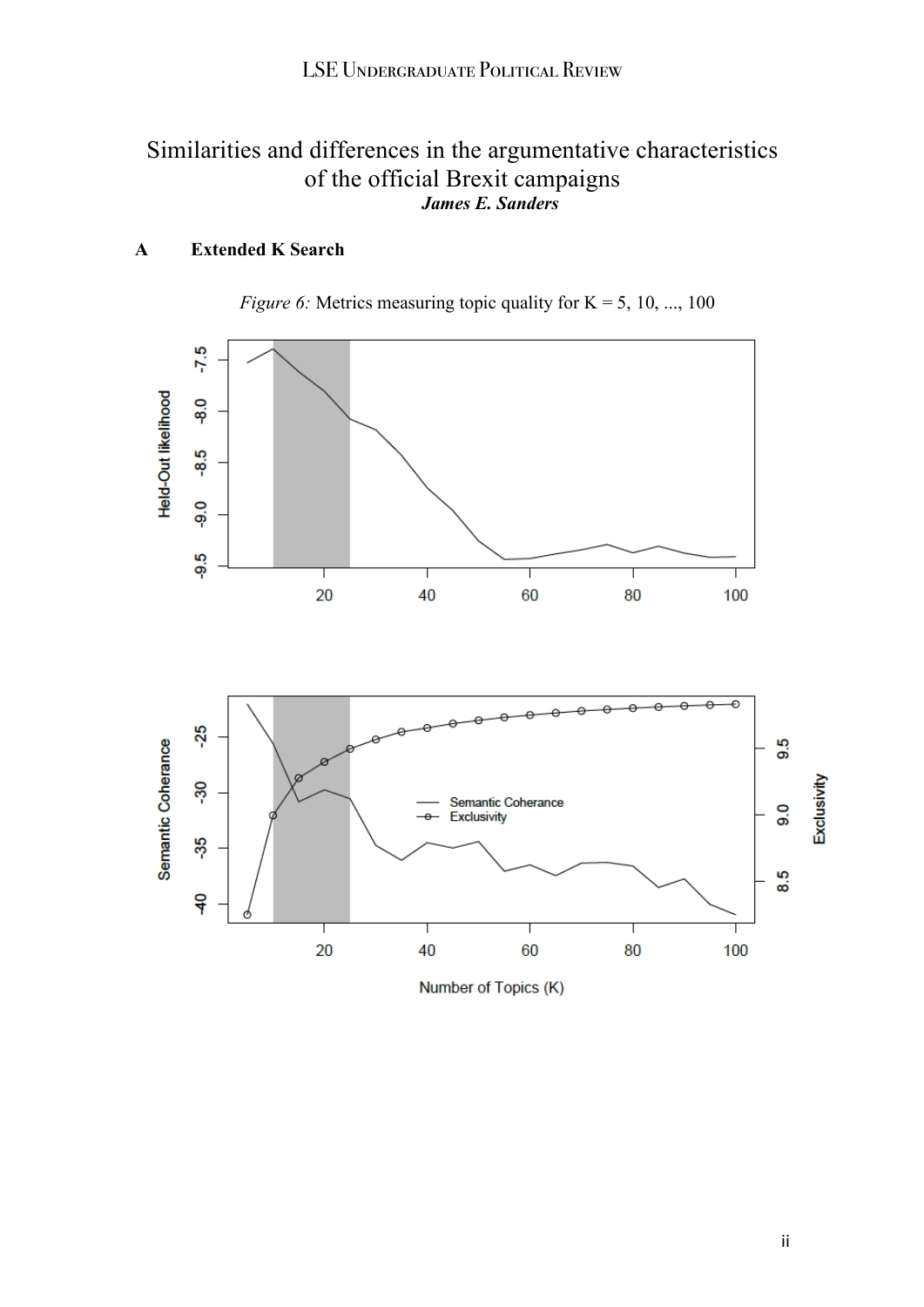# Similarities and differences in the argumentative characteristics of the official Brexit campaigns

***James E. Sanders***

## A Extended K Search

*Figure 6:* Metrics measuring topic quality for K = 5, 10, ..., 100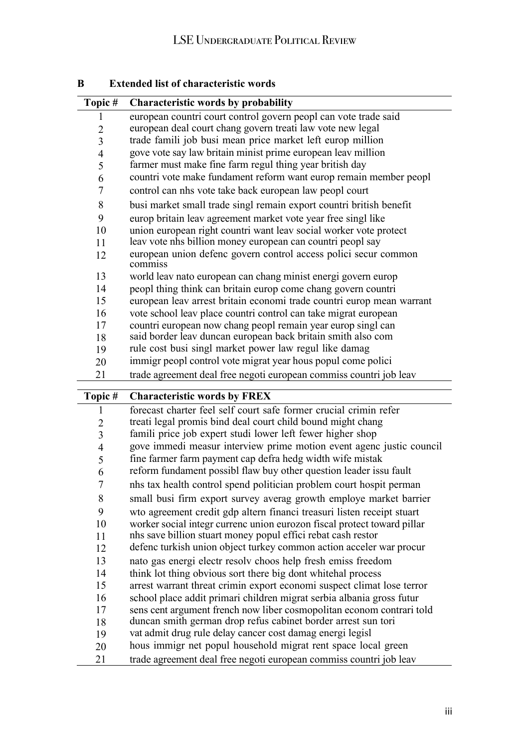## B Extended list of characteristic words

| Topic # | Characteristic words by probability |
|---|---|
| 1 | european countri court control govern peopl can vote trade said |
| 2 | european deal court chang govern treati law vote new legal |
| 3 | trade famili job busi mean price market left europ million |
| 4 | gove vote say law britain minist prime european leav million |
| 5 | farmer must make fine farm regul thing year british day |
| 6 | countri vote make fundament reform want europ remain member peopl |
| 7 | control can nhs vote take back european law peopl court |
| 8 | busi market small trade singl remain export countri british benefit |
| 9 | europ britain leav agreement market vote year free singl like |
| 10 | union european right countri want leav social worker vote protect |
| 11 | leav vote nhs billion money european can countri peopl say |
| 12 | european union defenc govern control access polici secur common commiss |
| 13 | world leav nato european can chang minist energi govern europ |
| 14 | peopl thing think can britain europ come chang govern countri |
| 15 | european leav arrest britain economi trade countri europ mean warrant |
| 16 | vote school leav place countri control can take migrat european |
| 17 | countri european now chang peopl remain year europ singl can |
| 18 | said border leav duncan european back britain smith also com |
| 19 | rule cost busi singl market power law regul like damag |
| 20 | immigr peopl control vote migrat year hous popul come polici |
| 21 | trade agreement deal free negoti european commiss countri job leav |

| Topic # | Characteristic words by FREX |
|---|---|
| 1 | forecast charter feel self court safe former crucial crimin refer |
| 2 | treati legal promis bind deal court child bound might chang |
| 3 | famili price job expert studi lower left fewer higher shop |
| 4 | gove immedi measur interview prime motion event agenc justic council |
| 5 | fine farmer farm payment cap defra hedg width wife mistak |
| 6 | reform fundament possibl flaw buy other question leader issu fault |
| 7 | nhs tax health control spend politician problem court hospit perman |
| 8 | small busi firm export survey averag growth employe market barrier |
| 9 | wto agreement credit gdp altern financi treasuri listen receipt stuart |
| 10 | worker social integr currenc union eurozon fiscal protect toward pillar |
| 11 | nhs save billion stuart money popul effici rebat cash restor |
| 12 | defenc turkish union object turkey common action acceler war procur |
| 13 | nato gas energi electr resolv choos help fresh emiss freedom |
| 14 | think lot thing obvious sort there big dont whitehal process |
| 15 | arrest warrant threat crimin export economi suspect climat lose terror |
| 16 | school place addit primari children migrat serbia albania gross futur |
| 17 | sens cent argument french now liber cosmopolitan econom contrari told |
| 18 | duncan smith german drop refus cabinet border arrest sun tori |
| 19 | vat admit drug rule delay cancer cost damag energi legisl |
| 20 | hous immigr net popul household migrat rent space local green |
| 21 | trade agreement deal free negoti european commiss countri job leav |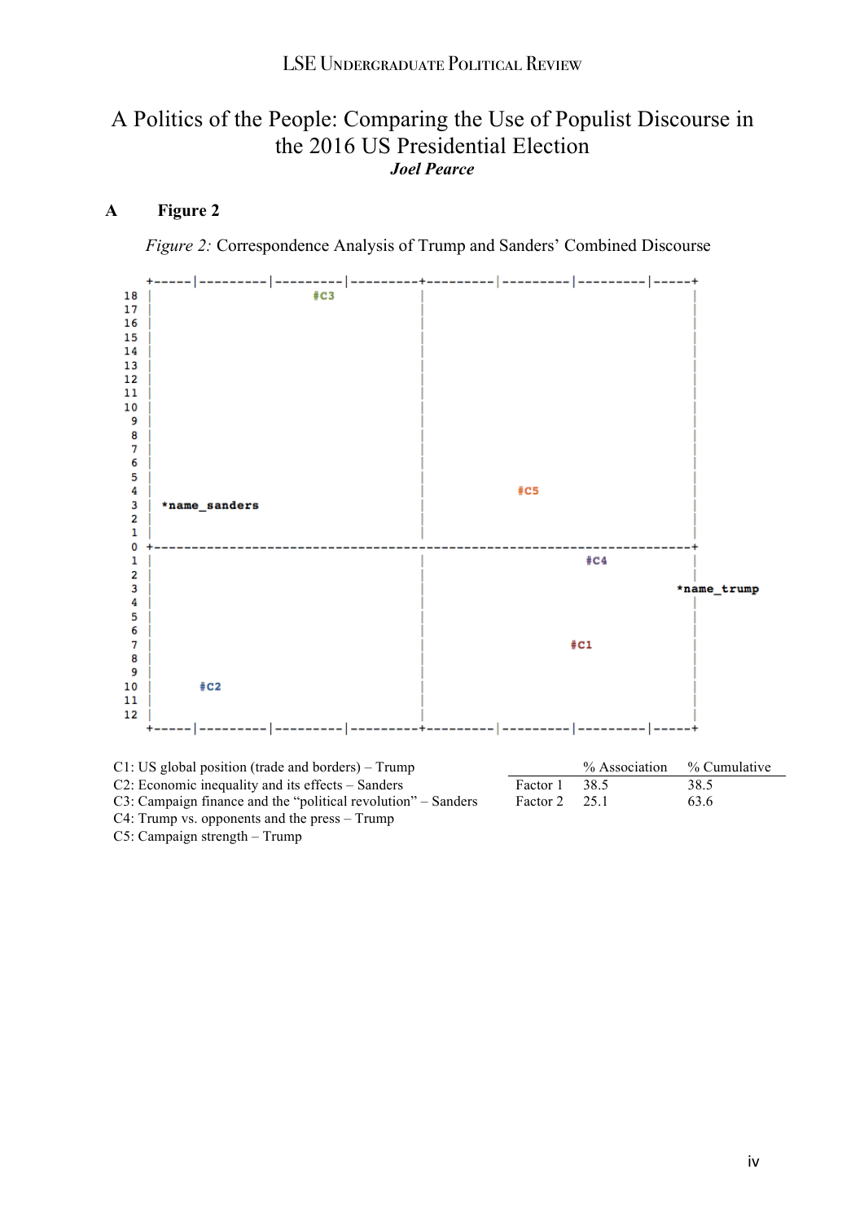# A Politics of the People: Comparing the Use of Populist Discourse in the 2016 US Presidential Election

***Joel Pearce***

## A Figure 2

*Figure 2:* Correspondence Analysis of Trump and Sanders' Combined Discourse

```
+------|---------|---------|---------+---------|---------|---------|-----+
18 |                  #C3                |                                   |
17 |                                     |                                   |
16 |                                     |                                   |
15 |                                     |                                   |
14 |                                     |                                   |
13 |                                     |                                   |
12 |                                     |                                   |
11 |                                     |                                   |
10 |                                     |                                   |
 9 |                                     |                                   |
 8 |                                     |                                   |
 7 |                                     |                                   |
 6 |                                     |                                   |
 5 |                                     |                                   |
 4 |                                     |           #C5                     |
 3 | *name_sanders                       |                                   |
 2 |                                     |                                   |
 1 |                                     |                                   |
 0 +-----------------------------------------------------------------------+
 1 |                                     |                   #C4             |
 2 |                                     |                                   |
 3 |                                     |                                 *name_trump
 4 |                                     |                                   |
 5 |                                     |                                   |
 6 |                                     |                                   |
 7 |                                     |                  #C1              |
 8 |                                     |                                   |
 9 |                                     |                                   |
10 |   #C2                               |                                   |
11 |                                     |                                   |
12 |                                     |                                   |
+------|---------|---------|---------+---------|---------|---------|-----+
```

C1: US global position (trade and borders) – Trump
C2: Economic inequality and its effects – Sanders
C3: Campaign finance and the "political revolution" – Sanders
C4: Trump vs. opponents and the press – Trump
C5: Campaign strength – Trump

| | % Association | % Cumulative |
|---|---|---|
| Factor 1 | 38.5 | 38.5 |
| Factor 2 | 25.1 | 63.6 |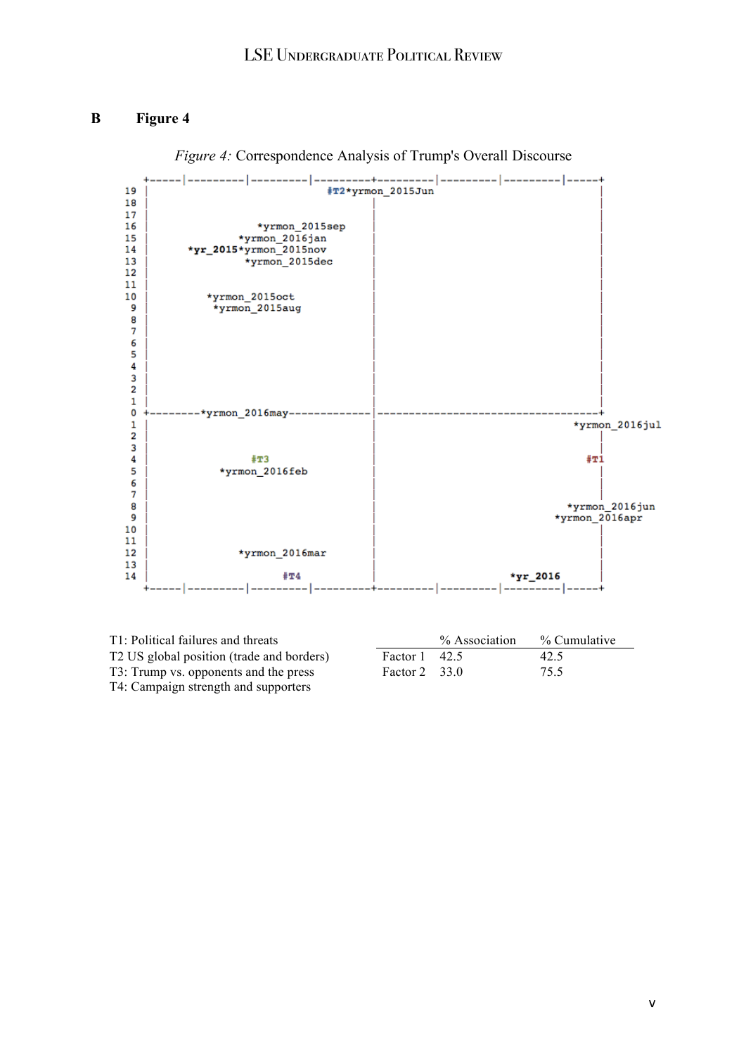## B Figure 4

*Figure 4:* Correspondence Analysis of Trump's Overall Discourse

```
   +-----|---------|---------|---------+---------|---------|---------|-----+
19 |                         #T2*yrmon_2015Jun                             |
18 |                                 |                                     |
17 |                                 |                                     |
16 |              *yrmon_2015sep     |                                     |
15 |           *yrmon_2016jan        |                                     |
14 |   *yr_2015*yrmon_2015nov        |                                     |
13 |            *yrmon_2015dec       |                                     |
12 |                                 |                                     |
11 |                                 |                                     |
10 |     *yrmon_2015oct              |                                     |
 9 |      *yrmon_2015aug             |                                     |
 8 |                                 |                                     |
 7 |                                 |                                     |
 6 |                                 |                                     |
 5 |                                 |                                     |
 4 |                                 |                                     |
 3 |                                 |                                     |
 2 |                                 |                                     |
 1 |                                 |                                     |
 0 +--------*yrmon_2016may-----------|-------------------------------------+
 1 |                                 |                                *yrmon_2016jul
 2 |                                 |                                     |
 3 |                                 |                                     |
 4 |          #T3                    |                                  #T1
 5 |       *yrmon_2016feb            |                                     |
 6 |                                 |                                     |
 7 |                                 |                                     |
 8 |                                 |                               *yrmon_2016jun
 9 |                                 |                             *yrmon_2016apr
10 |                                 |                                     |
11 |                                 |                                     |
12 |          *yrmon_2016mar         |                                     |
13 |                                 |                                     |
14 |               #T4               |                      *yr_2016       |
   +-----|---------|---------|---------+---------|---------|---------|-----+
```

T1: Political failures and threats
T2 US global position (trade and borders)
T3: Trump vs. opponents and the press
T4: Campaign strength and supporters

| | % Association | % Cumulative |
|---|---|---|
| Factor 1 | 42.5 | 42.5 |
| Factor 2 | 33.0 | 75.5 |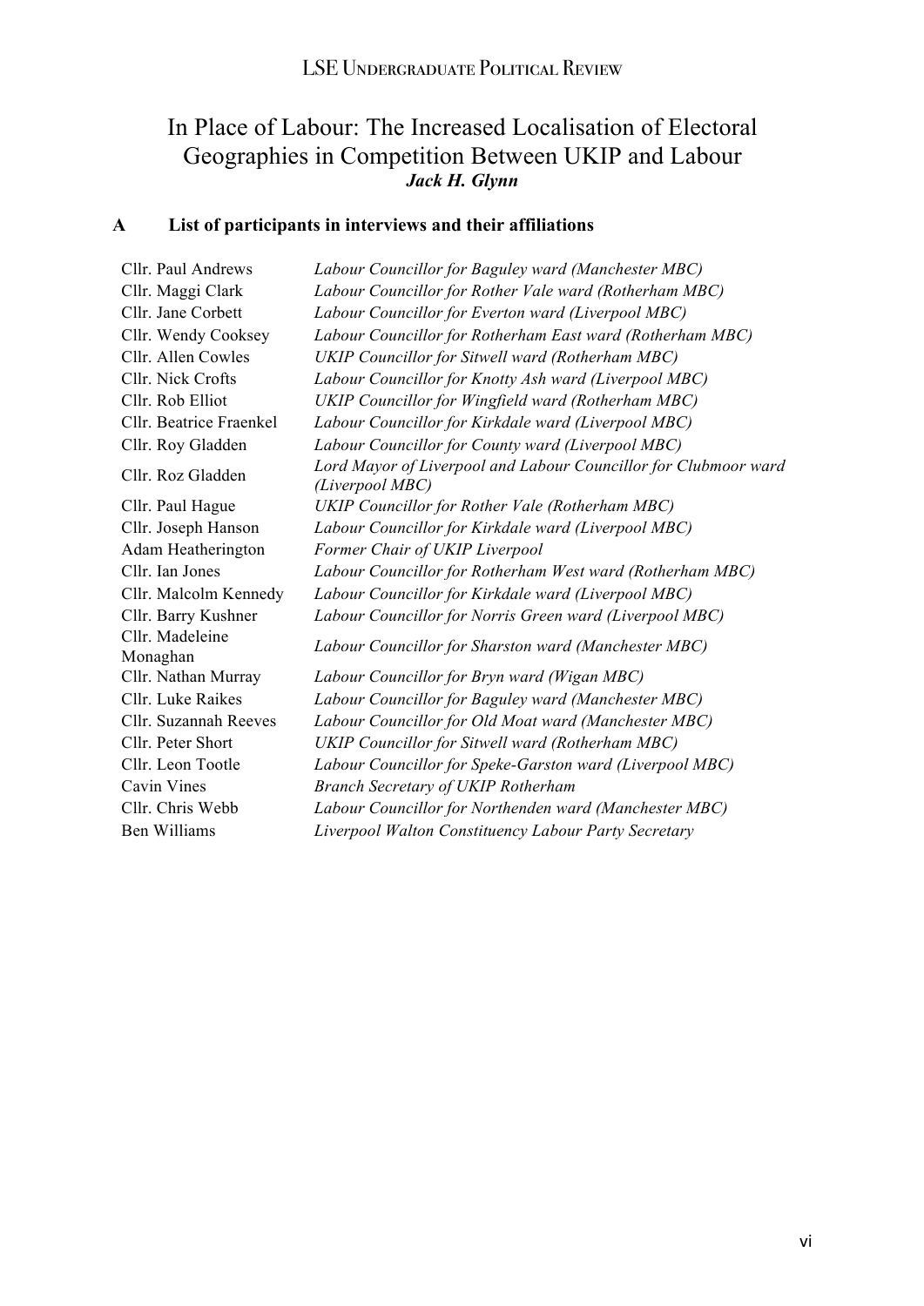# In Place of Labour: The Increased Localisation of Electoral Geographies in Competition Between UKIP and Labour

***Jack H. Glynn***

## A List of participants in interviews and their affiliations

| | |
|---|---|
| Cllr. Paul Andrews | *Labour Councillor for Baguley ward (Manchester MBC)* |
| Cllr. Maggi Clark | *Labour Councillor for Rother Vale ward (Rotherham MBC)* |
| Cllr. Jane Corbett | *Labour Councillor for Everton ward (Liverpool MBC)* |
| Cllr. Wendy Cooksey | *Labour Councillor for Rotherham East ward (Rotherham MBC)* |
| Cllr. Allen Cowles | *UKIP Councillor for Sitwell ward (Rotherham MBC)* |
| Cllr. Nick Crofts | *Labour Councillor for Knotty Ash ward (Liverpool MBC)* |
| Cllr. Rob Elliot | *UKIP Councillor for Wingfield ward (Rotherham MBC)* |
| Cllr. Beatrice Fraenkel | *Labour Councillor for Kirkdale ward (Liverpool MBC)* |
| Cllr. Roy Gladden | *Labour Councillor for County ward (Liverpool MBC)* |
| Cllr. Roz Gladden | *Lord Mayor of Liverpool and Labour Councillor for Clubmoor ward (Liverpool MBC)* |
| Cllr. Paul Hague | *UKIP Councillor for Rother Vale (Rotherham MBC)* |
| Cllr. Joseph Hanson | *Labour Councillor for Kirkdale ward (Liverpool MBC)* |
| Adam Heatherington | *Former Chair of UKIP Liverpool* |
| Cllr. Ian Jones | *Labour Councillor for Rotherham West ward (Rotherham MBC)* |
| Cllr. Malcolm Kennedy | *Labour Councillor for Kirkdale ward (Liverpool MBC)* |
| Cllr. Barry Kushner | *Labour Councillor for Norris Green ward (Liverpool MBC)* |
| Cllr. Madeleine Monaghan | *Labour Councillor for Sharston ward (Manchester MBC)* |
| Cllr. Nathan Murray | *Labour Councillor for Bryn ward (Wigan MBC)* |
| Cllr. Luke Raikes | *Labour Councillor for Baguley ward (Manchester MBC)* |
| Cllr. Suzannah Reeves | *Labour Councillor for Old Moat ward (Manchester MBC)* |
| Cllr. Peter Short | *UKIP Councillor for Sitwell ward (Rotherham MBC)* |
| Cllr. Leon Tootle | *Labour Councillor for Speke-Garston ward (Liverpool MBC)* |
| Cavin Vines | *Branch Secretary of UKIP Rotherham* |
| Cllr. Chris Webb | *Labour Councillor for Northenden ward (Manchester MBC)* |
| Ben Williams | *Liverpool Walton Constituency Labour Party Secretary* |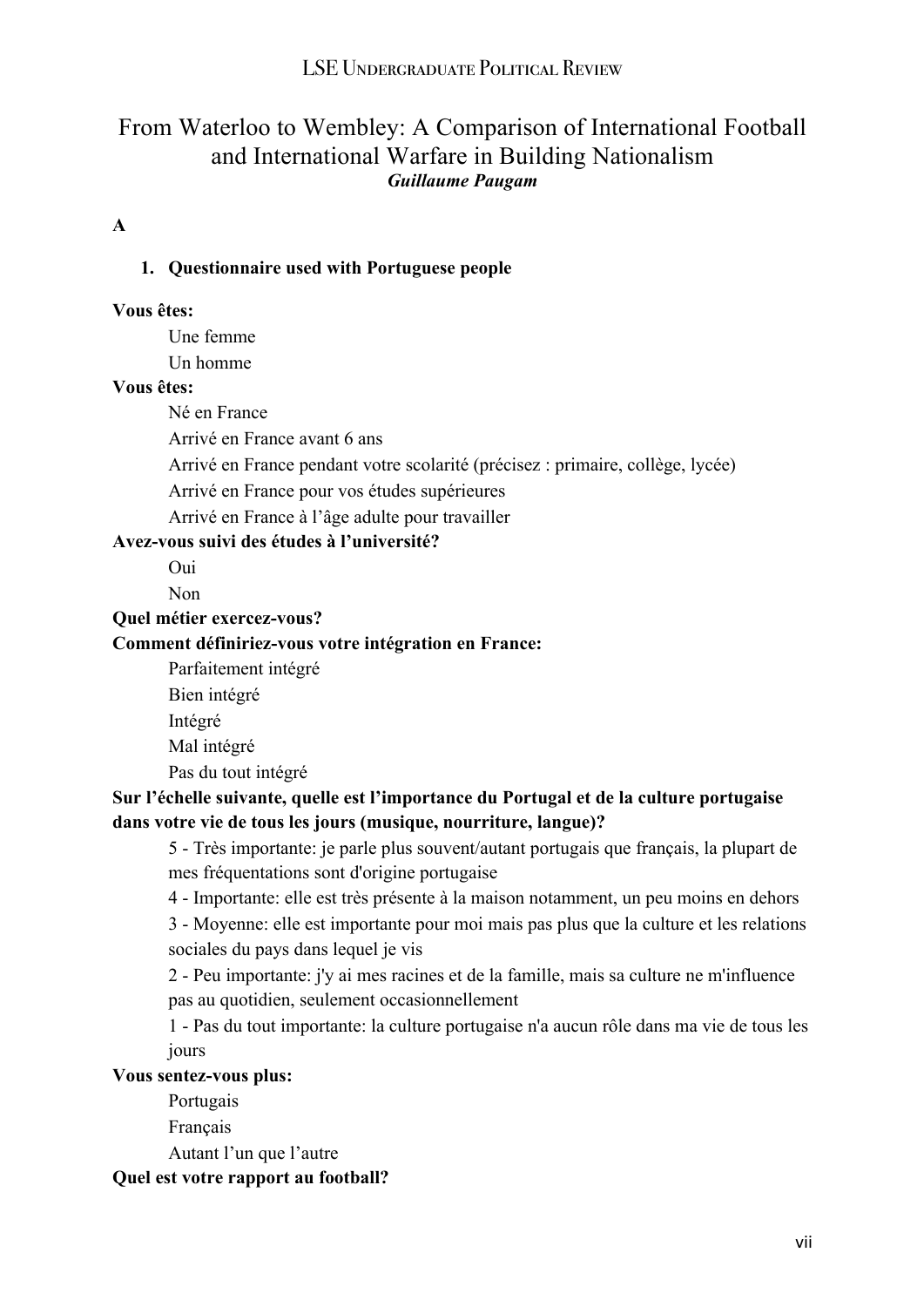# From Waterloo to Wembley: A Comparison of International Football and International Warfare in Building Nationalism

***Guillaume Paugam***

**A**

1. **Questionnaire used with Portuguese people**

**Vous êtes:**

- Une femme
- Un homme

**Vous êtes:**

- Né en France
- Arrivé en France avant 6 ans
- Arrivé en France pendant votre scolarité (précisez : primaire, collège, lycée)
- Arrivé en France pour vos études supérieures
- Arrivé en France à l'âge adulte pour travailler

**Avez-vous suivi des études à l'université?**

- Oui
- Non

**Quel métier exercez-vous?**

**Comment définiriez-vous votre intégration en France:**

- Parfaitement intégré
- Bien intégré
- Intégré
- Mal intégré
- Pas du tout intégré

**Sur l'échelle suivante, quelle est l'importance du Portugal et de la culture portugaise dans votre vie de tous les jours (musique, nourriture, langue)?**

- 5 - Très importante: je parle plus souvent/autant portugais que français, la plupart de mes fréquentations sont d'origine portugaise
- 4 - Importante: elle est très présente à la maison notamment, un peu moins en dehors
- 3 - Moyenne: elle est importante pour moi mais pas plus que la culture et les relations sociales du pays dans lequel je vis
- 2 - Peu importante: j'y ai mes racines et de la famille, mais sa culture ne m'influence pas au quotidien, seulement occasionnellement
- 1 - Pas du tout importante: la culture portugaise n'a aucun rôle dans ma vie de tous les jours

**Vous sentez-vous plus:**

- Portugais
- Français
- Autant l'un que l'autre

**Quel est votre rapport au football?**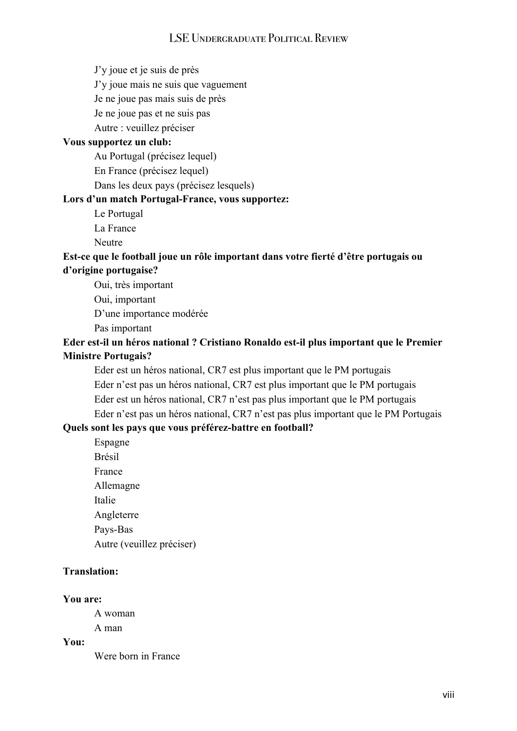J'y joue et je suis de près

J'y joue mais ne suis que vaguement

Je ne joue pas mais suis de près

Je ne joue pas et ne suis pas

Autre : veuillez préciser

**Vous supportez un club:**

Au Portugal (précisez lequel)

En France (précisez lequel)

Dans les deux pays (précisez lesquels)

**Lors d'un match Portugal-France, vous supportez:**

Le Portugal

La France

Neutre

**Est-ce que le football joue un rôle important dans votre fierté d'être portugais ou d'origine portugaise?**

Oui, très important

Oui, important

D'une importance modérée

Pas important

**Eder est-il un héros national ? Cristiano Ronaldo est-il plus important que le Premier Ministre Portugais?**

Eder est un héros national, CR7 est plus important que le PM portugais

Eder n'est pas un héros national, CR7 est plus important que le PM portugais

Eder est un héros national, CR7 n'est pas plus important que le PM portugais

Eder n'est pas un héros national, CR7 n'est pas plus important que le PM Portugais

**Quels sont les pays que vous préférez-battre en football?**

Espagne

Brésil

France

Allemagne

Italie

Angleterre

Pays-Bas

Autre (veuillez préciser)

**Translation:**

**You are:**

A woman

A man

**You:**

Were born in France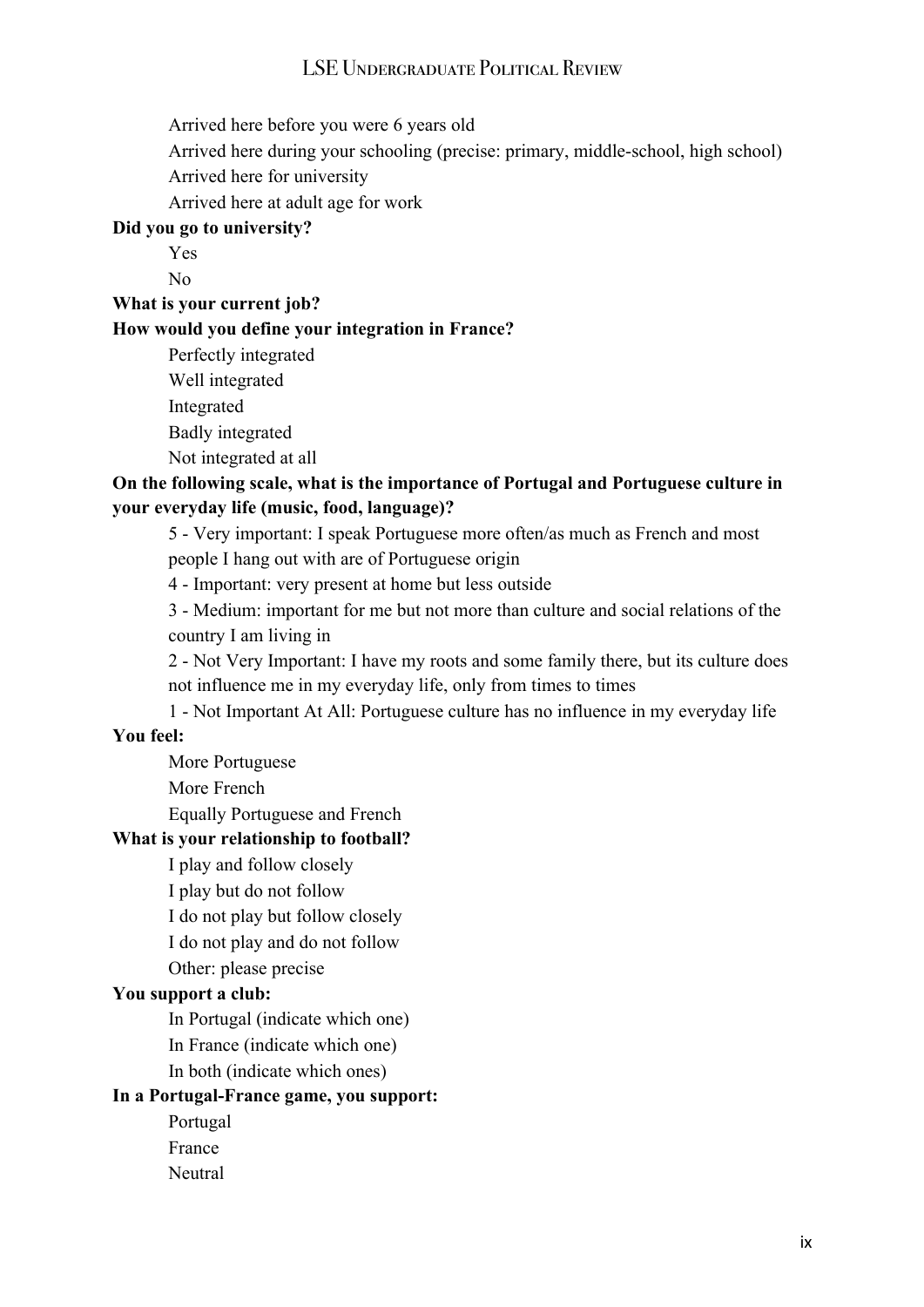Arrived here before you were 6 years old

Arrived here during your schooling (precise: primary, middle-school, high school)

Arrived here for university

Arrived here at adult age for work

**Did you go to university?**

Yes

No

**What is your current job?**

**How would you define your integration in France?**

Perfectly integrated

Well integrated

Integrated

Badly integrated

Not integrated at all

**On the following scale, what is the importance of Portugal and Portuguese culture in your everyday life (music, food, language)?**

5 - Very important: I speak Portuguese more often/as much as French and most people I hang out with are of Portuguese origin

4 - Important: very present at home but less outside

3 - Medium: important for me but not more than culture and social relations of the country I am living in

2 - Not Very Important: I have my roots and some family there, but its culture does not influence me in my everyday life, only from times to times

1 - Not Important At All: Portuguese culture has no influence in my everyday life

**You feel:**

More Portuguese

More French

Equally Portuguese and French

**What is your relationship to football?**

I play and follow closely

I play but do not follow

I do not play but follow closely

I do not play and do not follow

Other: please precise

**You support a club:**

In Portugal (indicate which one)

In France (indicate which one)

In both (indicate which ones)

**In a Portugal-France game, you support:**

Portugal

France

Neutral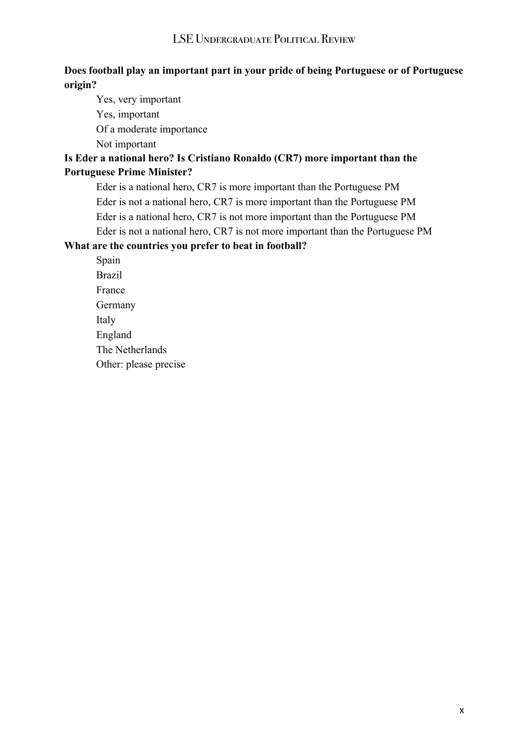**Does football play an important part in your pride of being Portuguese or of Portuguese origin?**

Yes, very important

Yes, important

Of a moderate importance

Not important

**Is Eder a national hero? Is Cristiano Ronaldo (CR7) more important than the Portuguese Prime Minister?**

Eder is a national hero, CR7 is more important than the Portuguese PM

Eder is not a national hero, CR7 is more important than the Portuguese PM

Eder is a national hero, CR7 is not more important than the Portuguese PM

Eder is not a national hero, CR7 is not more important than the Portuguese PM

**What are the countries you prefer to beat in football?**

Spain

Brazil

France

Germany

Italy

England

The Netherlands

Other: please precise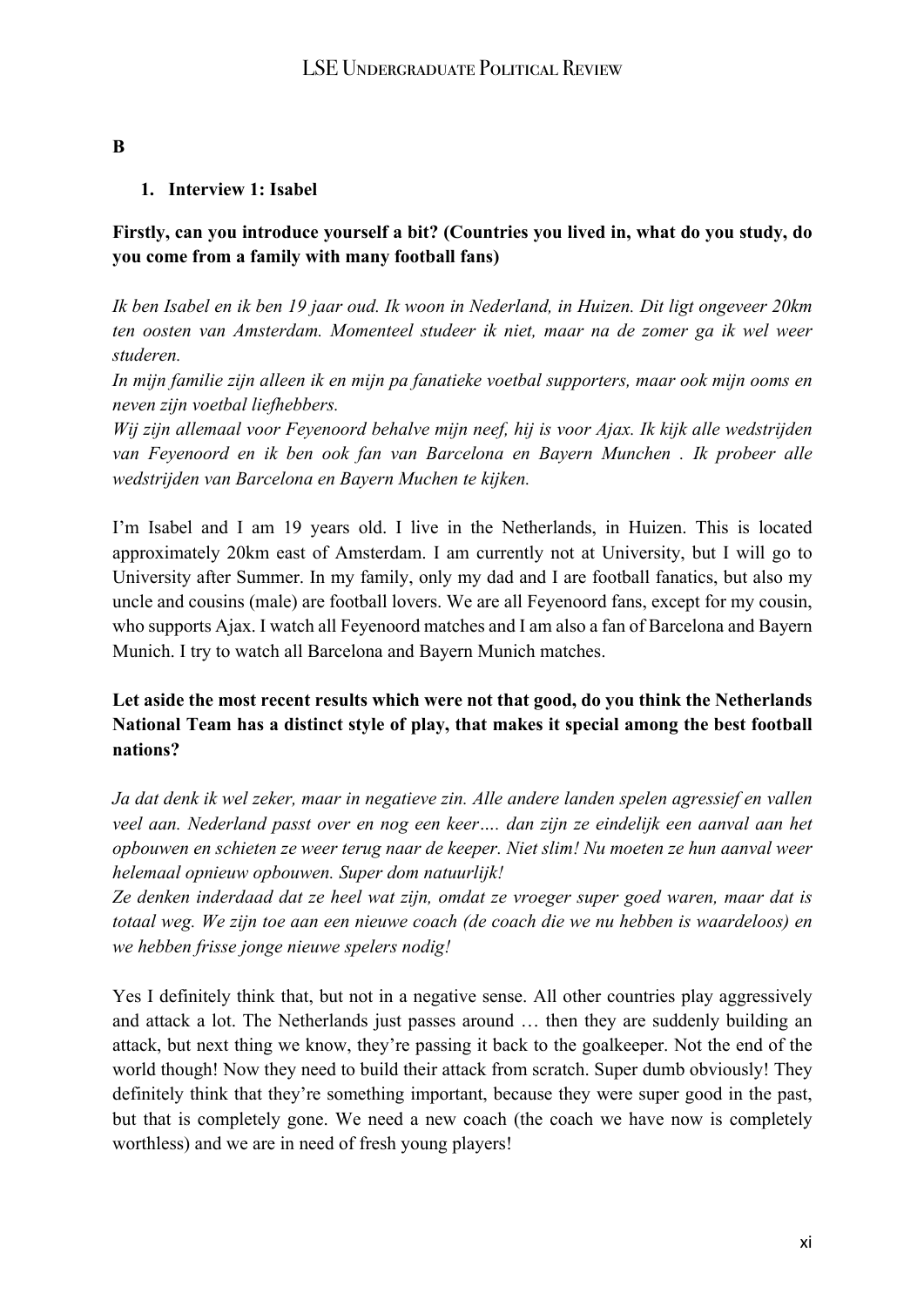**B**

1. **Interview 1: Isabel**

**Firstly, can you introduce yourself a bit? (Countries you lived in, what do you study, do you come from a family with many football fans)**

*Ik ben Isabel en ik ben 19 jaar oud. Ik woon in Nederland, in Huizen. Dit ligt ongeveer 20km ten oosten van Amsterdam. Momenteel studeer ik niet, maar na de zomer ga ik wel weer studeren.*
*In mijn familie zijn alleen ik en mijn pa fanatieke voetbal supporters, maar ook mijn ooms en neven zijn voetbal liefhebbers.*
*Wij zijn allemaal voor Feyenoord behalve mijn neef, hij is voor Ajax. Ik kijk alle wedstrijden van Feyenoord en ik ben ook fan van Barcelona en Bayern Munchen . Ik probeer alle wedstrijden van Barcelona en Bayern Muchen te kijken.*

I'm Isabel and I am 19 years old. I live in the Netherlands, in Huizen. This is located approximately 20km east of Amsterdam. I am currently not at University, but I will go to University after Summer. In my family, only my dad and I are football fanatics, but also my uncle and cousins (male) are football lovers. We are all Feyenoord fans, except for my cousin, who supports Ajax. I watch all Feyenoord matches and I am also a fan of Barcelona and Bayern Munich. I try to watch all Barcelona and Bayern Munich matches.

**Let aside the most recent results which were not that good, do you think the Netherlands National Team has a distinct style of play, that makes it special among the best football nations?**

*Ja dat denk ik wel zeker, maar in negatieve zin. Alle andere landen spelen agressief en vallen veel aan. Nederland passt over en nog een keer…. dan zijn ze eindelijk een aanval aan het opbouwen en schieten ze weer terug naar de keeper. Niet slim! Nu moeten ze hun aanval weer helemaal opnieuw opbouwen. Super dom natuurlijk!*
*Ze denken inderdaad dat ze heel wat zijn, omdat ze vroeger super goed waren, maar dat is totaal weg. We zijn toe aan een nieuwe coach (de coach die we nu hebben is waardeloos) en we hebben frisse jonge nieuwe spelers nodig!*

Yes I definitely think that, but not in a negative sense. All other countries play aggressively and attack a lot. The Netherlands just passes around … then they are suddenly building an attack, but next thing we know, they're passing it back to the goalkeeper. Not the end of the world though! Now they need to build their attack from scratch. Super dumb obviously! They definitely think that they're something important, because they were super good in the past, but that is completely gone. We need a new coach (the coach we have now is completely worthless) and we are in need of fresh young players!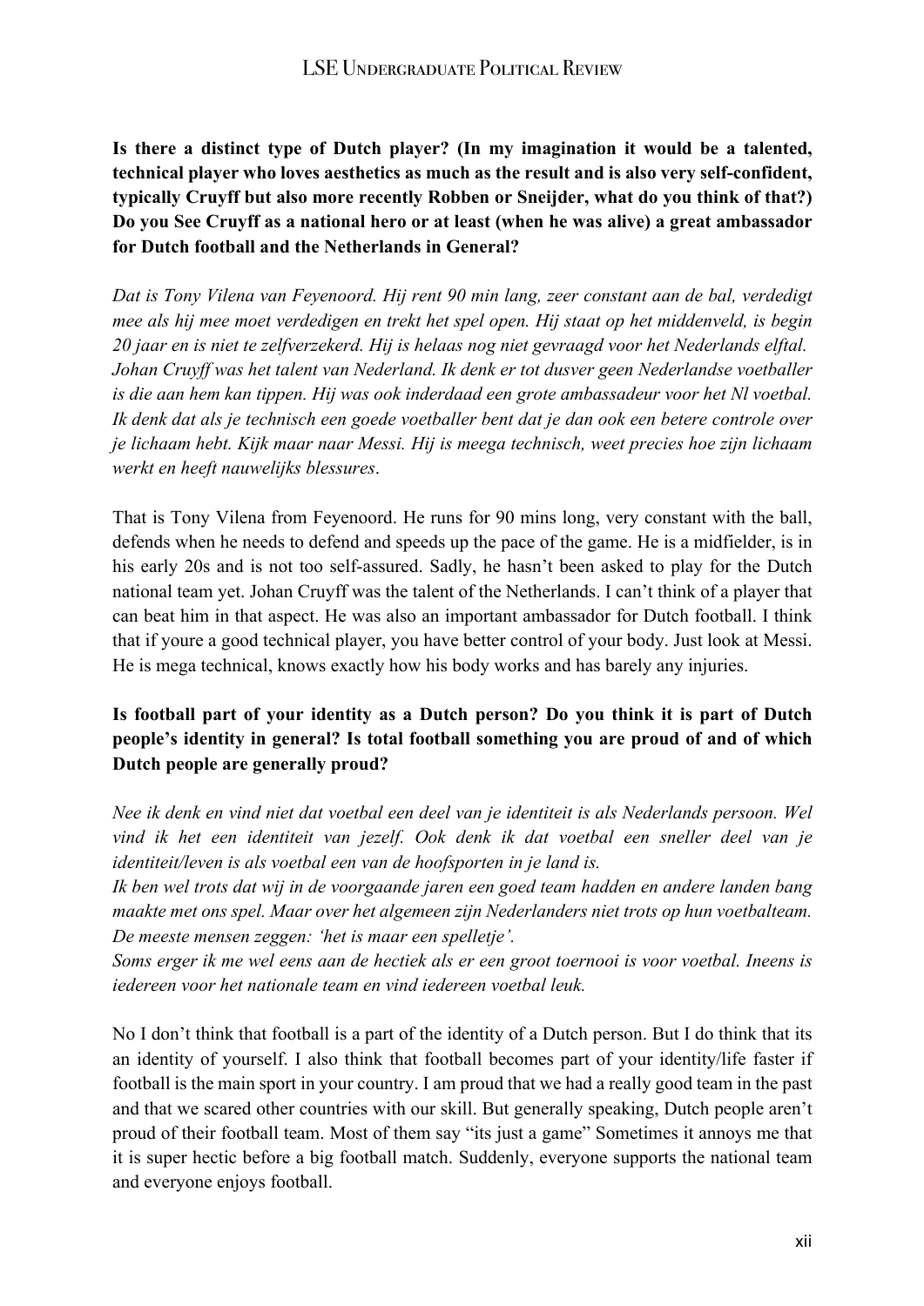**Is there a distinct type of Dutch player? (In my imagination it would be a talented, technical player who loves aesthetics as much as the result and is also very self-confident, typically Cruyff but also more recently Robben or Sneijder, what do you think of that?) Do you See Cruyff as a national hero or at least (when he was alive) a great ambassador for Dutch football and the Netherlands in General?**

*Dat is Tony Vilena van Feyenoord. Hij rent 90 min lang, zeer constant aan de bal, verdedigt mee als hij mee moet verdedigen en trekt het spel open. Hij staat op het middenveld, is begin 20 jaar en is niet te zelfverzekerd. Hij is helaas nog niet gevraagd voor het Nederlands elftal. Johan Cruyff was het talent van Nederland. Ik denk er tot dusver geen Nederlandse voetballer is die aan hem kan tippen. Hij was ook inderdaad een grote ambassadeur voor het Nl voetbal. Ik denk dat als je technisch een goede voetballer bent dat je dan ook een betere controle over je lichaam hebt. Kijk maar naar Messi. Hij is meega technisch, weet precies hoe zijn lichaam werkt en heeft nauwelijks blessures*.

That is Tony Vilena from Feyenoord. He runs for 90 mins long, very constant with the ball, defends when he needs to defend and speeds up the pace of the game. He is a midfielder, is in his early 20s and is not too self-assured. Sadly, he hasn't been asked to play for the Dutch national team yet. Johan Cruyff was the talent of the Netherlands. I can't think of a player that can beat him in that aspect. He was also an important ambassador for Dutch football. I think that if youre a good technical player, you have better control of your body. Just look at Messi. He is mega technical, knows exactly how his body works and has barely any injuries.

**Is football part of your identity as a Dutch person? Do you think it is part of Dutch people's identity in general? Is total football something you are proud of and of which Dutch people are generally proud?**

*Nee ik denk en vind niet dat voetbal een deel van je identiteit is als Nederlands persoon. Wel vind ik het een identiteit van jezelf. Ook denk ik dat voetbal een sneller deel van je identiteit/leven is als voetbal een van de hoofsporten in je land is.*
*Ik ben wel trots dat wij in de voorgaande jaren een goed team hadden en andere landen bang maakte met ons spel. Maar over het algemeen zijn Nederlanders niet trots op hun voetbalteam. De meeste mensen zeggen: 'het is maar een spelletje'.*
*Soms erger ik me wel eens aan de hectiek als er een groot toernooi is voor voetbal. Ineens is iedereen voor het nationale team en vind iedereen voetbal leuk.*

No I don't think that football is a part of the identity of a Dutch person. But I do think that its an identity of yourself. I also think that football becomes part of your identity/life faster if football is the main sport in your country. I am proud that we had a really good team in the past and that we scared other countries with our skill. But generally speaking, Dutch people aren't proud of their football team. Most of them say "its just a game" Sometimes it annoys me that it is super hectic before a big football match. Suddenly, everyone supports the national team and everyone enjoys football.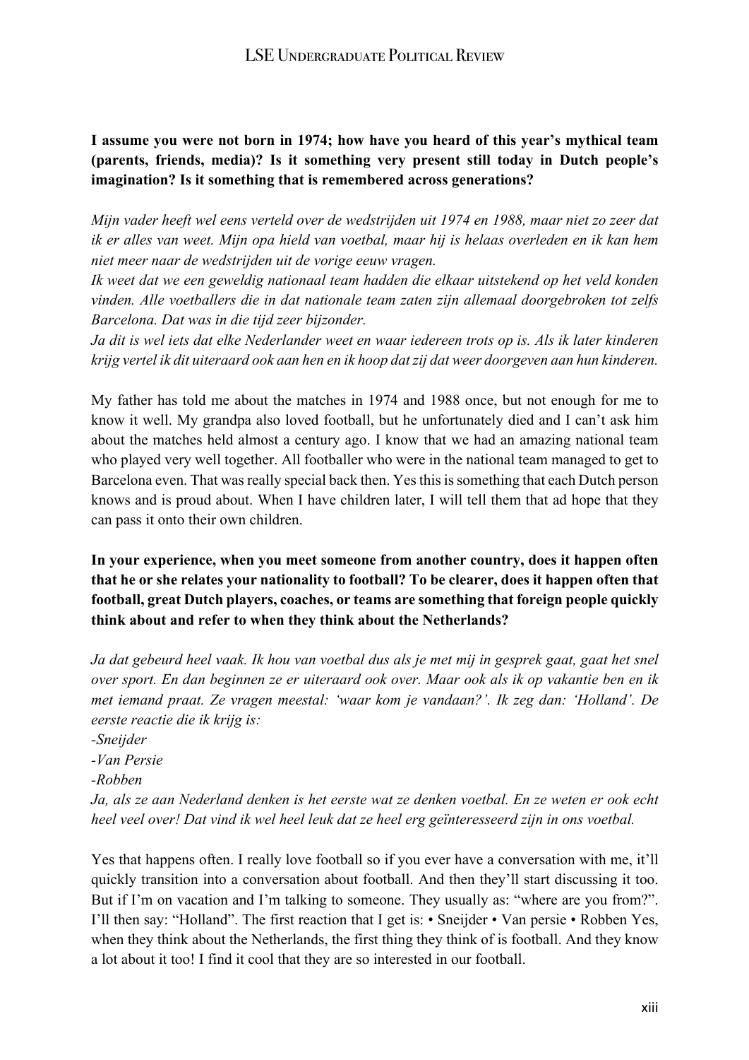**I assume you were not born in 1974; how have you heard of this year's mythical team (parents, friends, media)? Is it something very present still today in Dutch people's imagination? Is it something that is remembered across generations?**

*Mijn vader heeft wel eens verteld over de wedstrijden uit 1974 en 1988, maar niet zo zeer dat ik er alles van weet. Mijn opa hield van voetbal, maar hij is helaas overleden en ik kan hem niet meer naar de wedstrijden uit de vorige eeuw vragen.*
*Ik weet dat we een geweldig nationaal team hadden die elkaar uitstekend op het veld konden vinden. Alle voetballers die in dat nationale team zaten zijn allemaal doorgebroken tot zelfs Barcelona. Dat was in die tijd zeer bijzonder.*
*Ja dit is wel iets dat elke Nederlander weet en waar iedereen trots op is. Als ik later kinderen krijg vertel ik dit uiteraard ook aan hen en ik hoop dat zij dat weer doorgeven aan hun kinderen.*

My father has told me about the matches in 1974 and 1988 once, but not enough for me to know it well. My grandpa also loved football, but he unfortunately died and I can't ask him about the matches held almost a century ago. I know that we had an amazing national team who played very well together. All footballer who were in the national team managed to get to Barcelona even. That was really special back then. Yes this is something that each Dutch person knows and is proud about. When I have children later, I will tell them that ad hope that they can pass it onto their own children.

**In your experience, when you meet someone from another country, does it happen often that he or she relates your nationality to football? To be clearer, does it happen often that football, great Dutch players, coaches, or teams are something that foreign people quickly think about and refer to when they think about the Netherlands?**

*Ja dat gebeurd heel vaak. Ik hou van voetbal dus als je met mij in gesprek gaat, gaat het snel over sport. En dan beginnen ze er uiteraard ook over. Maar ook als ik op vakantie ben en ik met iemand praat. Ze vragen meestal: 'waar kom je vandaan?'. Ik zeg dan: 'Holland'. De eerste reactie die ik krijg is:*
*-Sneijder*
*-Van Persie*
*-Robben*
*Ja, als ze aan Nederland denken is het eerste wat ze denken voetbal. En ze weten er ook echt heel veel over! Dat vind ik wel heel leuk dat ze heel erg geïnteresseerd zijn in ons voetbal.*

Yes that happens often. I really love football so if you ever have a conversation with me, it'll quickly transition into a conversation about football. And then they'll start discussing it too. But if I'm on vacation and I'm talking to someone. They usually as: "where are you from?". I'll then say: "Holland". The first reaction that I get is: • Sneijder • Van persie • Robben Yes, when they think about the Netherlands, the first thing they think of is football. And they know a lot about it too! I find it cool that they are so interested in our football.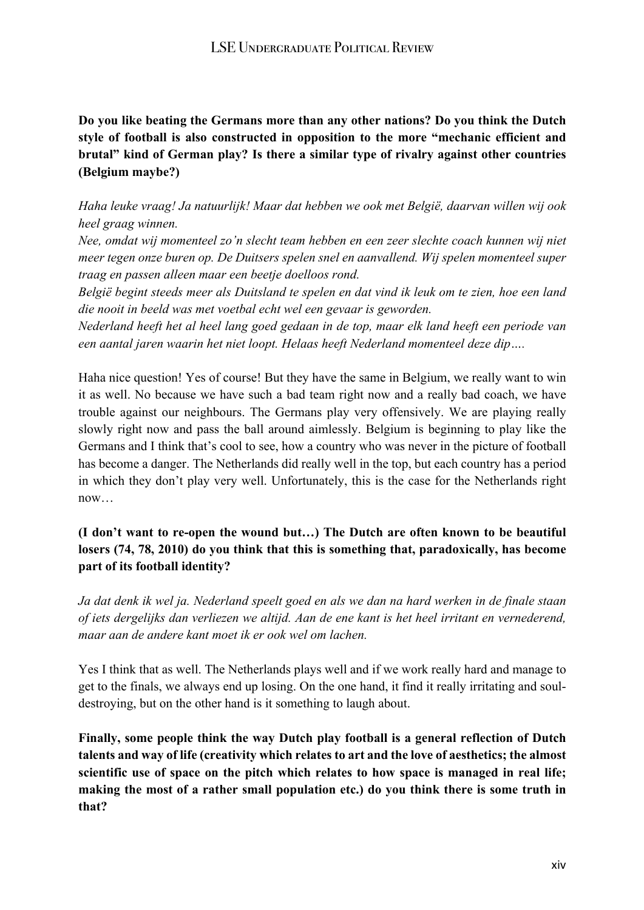**Do you like beating the Germans more than any other nations? Do you think the Dutch style of football is also constructed in opposition to the more "mechanic efficient and brutal" kind of German play? Is there a similar type of rivalry against other countries (Belgium maybe?)**

*Haha leuke vraag! Ja natuurlijk! Maar dat hebben we ook met België, daarvan willen wij ook heel graag winnen.*
*Nee, omdat wij momenteel zo'n slecht team hebben en een zeer slechte coach kunnen wij niet meer tegen onze buren op. De Duitsers spelen snel en aanvallend. Wij spelen momenteel super traag en passen alleen maar een beetje doelloos rond.*
*België begint steeds meer als Duitsland te spelen en dat vind ik leuk om te zien, hoe een land die nooit in beeld was met voetbal echt wel een gevaar is geworden.*
*Nederland heeft het al heel lang goed gedaan in de top, maar elk land heeft een periode van een aantal jaren waarin het niet loopt. Helaas heeft Nederland momenteel deze dip….*

Haha nice question! Yes of course! But they have the same in Belgium, we really want to win it as well. No because we have such a bad team right now and a really bad coach, we have trouble against our neighbours. The Germans play very offensively. We are playing really slowly right now and pass the ball around aimlessly. Belgium is beginning to play like the Germans and I think that's cool to see, how a country who was never in the picture of football has become a danger. The Netherlands did really well in the top, but each country has a period in which they don't play very well. Unfortunately, this is the case for the Netherlands right now…

**(I don't want to re-open the wound but…) The Dutch are often known to be beautiful losers (74, 78, 2010) do you think that this is something that, paradoxically, has become part of its football identity?**

*Ja dat denk ik wel ja. Nederland speelt goed en als we dan na hard werken in de finale staan of iets dergelijks dan verliezen we altijd. Aan de ene kant is het heel irritant en vernederend, maar aan de andere kant moet ik er ook wel om lachen.*

Yes I think that as well. The Netherlands plays well and if we work really hard and manage to get to the finals, we always end up losing. On the one hand, it find it really irritating and soul-destroying, but on the other hand is it something to laugh about.

**Finally, some people think the way Dutch play football is a general reflection of Dutch talents and way of life (creativity which relates to art and the love of aesthetics; the almost scientific use of space on the pitch which relates to how space is managed in real life; making the most of a rather small population etc.) do you think there is some truth in that?**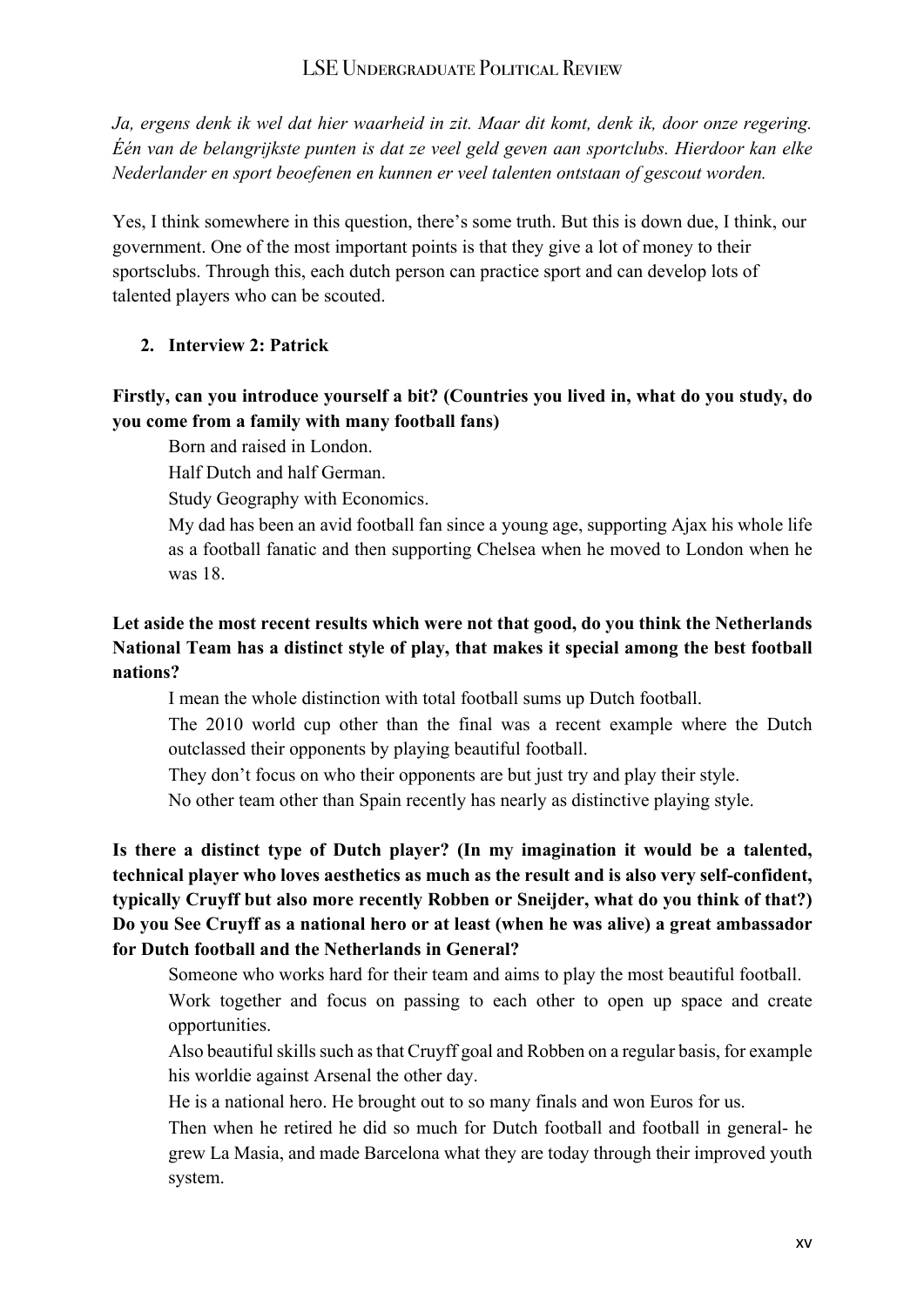*Ja, ergens denk ik wel dat hier waarheid in zit. Maar dit komt, denk ik, door onze regering. Één van de belangrijkste punten is dat ze veel geld geven aan sportclubs. Hierdoor kan elke Nederlander en sport beoefenen en kunnen er veel talenten ontstaan of gescout worden.*

Yes, I think somewhere in this question, there's some truth. But this is down due, I think, our government. One of the most important points is that they give a lot of money to their sportsclubs. Through this, each dutch person can practice sport and can develop lots of talented players who can be scouted.

2. **Interview 2: Patrick**

**Firstly, can you introduce yourself a bit? (Countries you lived in, what do you study, do you come from a family with many football fans)**

Born and raised in London.

Half Dutch and half German.

Study Geography with Economics.

My dad has been an avid football fan since a young age, supporting Ajax his whole life as a football fanatic and then supporting Chelsea when he moved to London when he was 18.

**Let aside the most recent results which were not that good, do you think the Netherlands National Team has a distinct style of play, that makes it special among the best football nations?**

I mean the whole distinction with total football sums up Dutch football.

The 2010 world cup other than the final was a recent example where the Dutch outclassed their opponents by playing beautiful football.

They don't focus on who their opponents are but just try and play their style.

No other team other than Spain recently has nearly as distinctive playing style.

**Is there a distinct type of Dutch player? (In my imagination it would be a talented, technical player who loves aesthetics as much as the result and is also very self-confident, typically Cruyff but also more recently Robben or Sneijder, what do you think of that?) Do you See Cruyff as a national hero or at least (when he was alive) a great ambassador for Dutch football and the Netherlands in General?**

Someone who works hard for their team and aims to play the most beautiful football.

Work together and focus on passing to each other to open up space and create opportunities.

Also beautiful skills such as that Cruyff goal and Robben on a regular basis, for example his worldie against Arsenal the other day.

He is a national hero. He brought out to so many finals and won Euros for us.

Then when he retired he did so much for Dutch football and football in general- he grew La Masia, and made Barcelona what they are today through their improved youth system.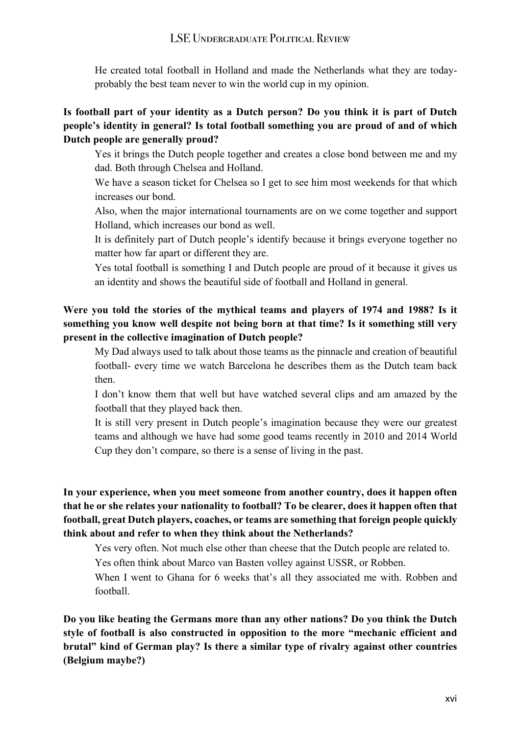He created total football in Holland and made the Netherlands what they are today- probably the best team never to win the world cup in my opinion.

**Is football part of your identity as a Dutch person? Do you think it is part of Dutch people's identity in general? Is total football something you are proud of and of which Dutch people are generally proud?**

Yes it brings the Dutch people together and creates a close bond between me and my dad. Both through Chelsea and Holland.

We have a season ticket for Chelsea so I get to see him most weekends for that which increases our bond.

Also, when the major international tournaments are on we come together and support Holland, which increases our bond as well.

It is definitely part of Dutch people's identify because it brings everyone together no matter how far apart or different they are.

Yes total football is something I and Dutch people are proud of it because it gives us an identity and shows the beautiful side of football and Holland in general.

**Were you told the stories of the mythical teams and players of 1974 and 1988? Is it something you know well despite not being born at that time? Is it something still very present in the collective imagination of Dutch people?**

My Dad always used to talk about those teams as the pinnacle and creation of beautiful football- every time we watch Barcelona he describes them as the Dutch team back then.

I don't know them that well but have watched several clips and am amazed by the football that they played back then.

It is still very present in Dutch people's imagination because they were our greatest teams and although we have had some good teams recently in 2010 and 2014 World Cup they don't compare, so there is a sense of living in the past.

**In your experience, when you meet someone from another country, does it happen often that he or she relates your nationality to football? To be clearer, does it happen often that football, great Dutch players, coaches, or teams are something that foreign people quickly think about and refer to when they think about the Netherlands?**

Yes very often. Not much else other than cheese that the Dutch people are related to.

Yes often think about Marco van Basten volley against USSR, or Robben.

When I went to Ghana for 6 weeks that's all they associated me with. Robben and football.

**Do you like beating the Germans more than any other nations? Do you think the Dutch style of football is also constructed in opposition to the more "mechanic efficient and brutal" kind of German play? Is there a similar type of rivalry against other countries (Belgium maybe?)**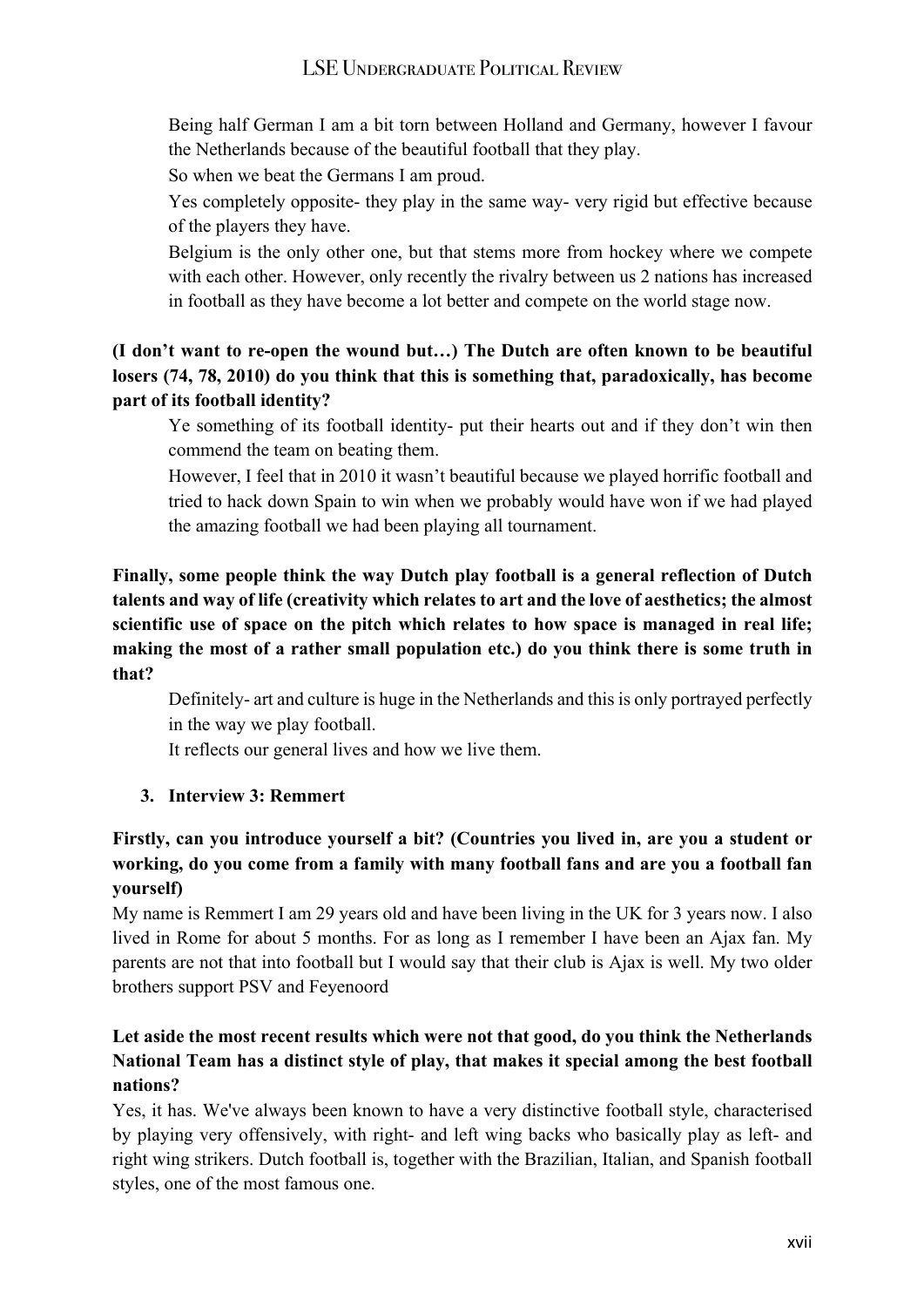Being half German I am a bit torn between Holland and Germany, however I favour the Netherlands because of the beautiful football that they play.

So when we beat the Germans I am proud.

Yes completely opposite- they play in the same way- very rigid but effective because of the players they have.

Belgium is the only other one, but that stems more from hockey where we compete with each other. However, only recently the rivalry between us 2 nations has increased in football as they have become a lot better and compete on the world stage now.

**(I don't want to re-open the wound but…) The Dutch are often known to be beautiful losers (74, 78, 2010) do you think that this is something that, paradoxically, has become part of its football identity?**

Ye something of its football identity- put their hearts out and if they don't win then commend the team on beating them.

However, I feel that in 2010 it wasn't beautiful because we played horrific football and tried to hack down Spain to win when we probably would have won if we had played the amazing football we had been playing all tournament.

**Finally, some people think the way Dutch play football is a general reflection of Dutch talents and way of life (creativity which relates to art and the love of aesthetics; the almost scientific use of space on the pitch which relates to how space is managed in real life; making the most of a rather small population etc.) do you think there is some truth in that?**

Definitely- art and culture is huge in the Netherlands and this is only portrayed perfectly in the way we play football.

It reflects our general lives and how we live them.

### 3. Interview 3: Remmert

**Firstly, can you introduce yourself a bit? (Countries you lived in, are you a student or working, do you come from a family with many football fans and are you a football fan yourself)**

My name is Remmert I am 29 years old and have been living in the UK for 3 years now. I also lived in Rome for about 5 months. For as long as I remember I have been an Ajax fan. My parents are not that into football but I would say that their club is Ajax is well. My two older brothers support PSV and Feyenoord

**Let aside the most recent results which were not that good, do you think the Netherlands National Team has a distinct style of play, that makes it special among the best football nations?**

Yes, it has. We've always been known to have a very distinctive football style, characterised by playing very offensively, with right- and left wing backs who basically play as left- and right wing strikers. Dutch football is, together with the Brazilian, Italian, and Spanish football styles, one of the most famous one.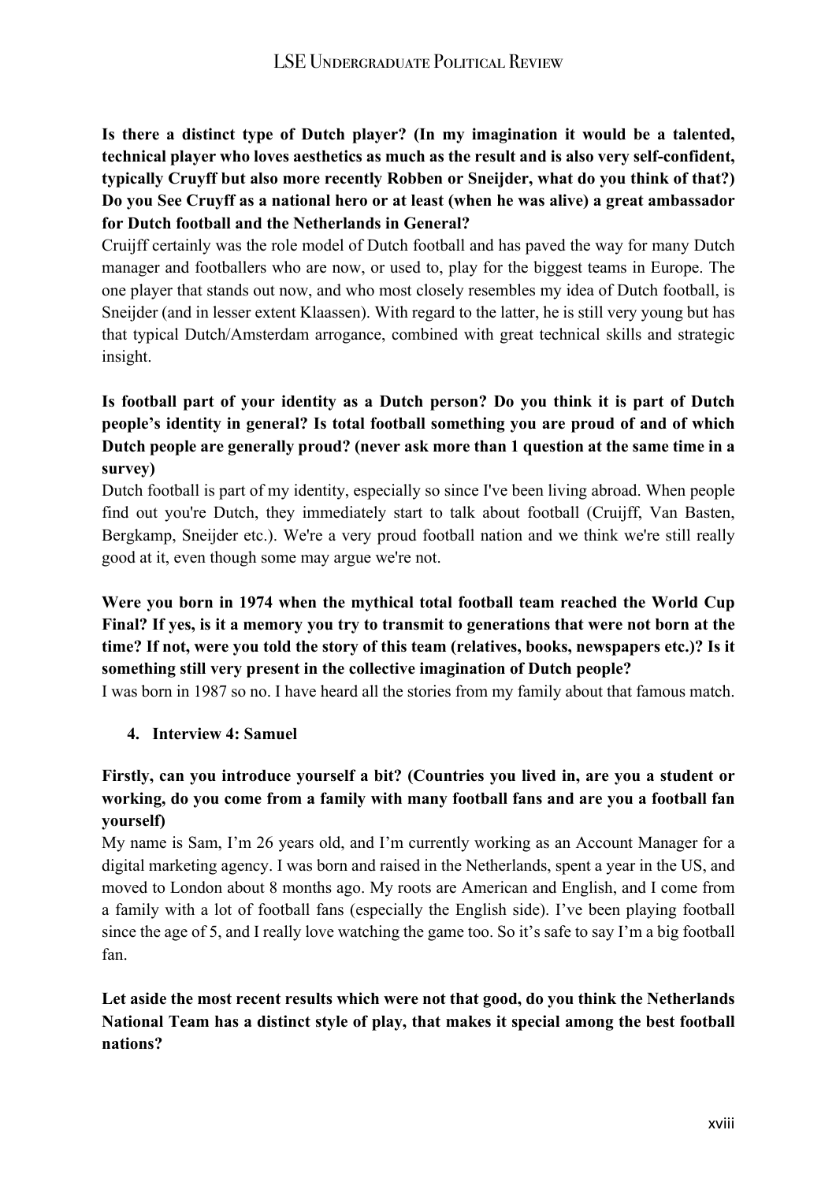**Is there a distinct type of Dutch player? (In my imagination it would be a talented, technical player who loves aesthetics as much as the result and is also very self-confident, typically Cruyff but also more recently Robben or Sneijder, what do you think of that?) Do you See Cruyff as a national hero or at least (when he was alive) a great ambassador for Dutch football and the Netherlands in General?**

Cruijff certainly was the role model of Dutch football and has paved the way for many Dutch manager and footballers who are now, or used to, play for the biggest teams in Europe. The one player that stands out now, and who most closely resembles my idea of Dutch football, is Sneijder (and in lesser extent Klaassen). With regard to the latter, he is still very young but has that typical Dutch/Amsterdam arrogance, combined with great technical skills and strategic insight.

**Is football part of your identity as a Dutch person? Do you think it is part of Dutch people's identity in general? Is total football something you are proud of and of which Dutch people are generally proud? (never ask more than 1 question at the same time in a survey)**

Dutch football is part of my identity, especially so since I've been living abroad. When people find out you're Dutch, they immediately start to talk about football (Cruijff, Van Basten, Bergkamp, Sneijder etc.). We're a very proud football nation and we think we're still really good at it, even though some may argue we're not.

**Were you born in 1974 when the mythical total football team reached the World Cup Final? If yes, is it a memory you try to transmit to generations that were not born at the time? If not, were you told the story of this team (relatives, books, newspapers etc.)? Is it something still very present in the collective imagination of Dutch people?**

I was born in 1987 so no. I have heard all the stories from my family about that famous match.

4. **Interview 4: Samuel**

**Firstly, can you introduce yourself a bit? (Countries you lived in, are you a student or working, do you come from a family with many football fans and are you a football fan yourself)**

My name is Sam, I'm 26 years old, and I'm currently working as an Account Manager for a digital marketing agency. I was born and raised in the Netherlands, spent a year in the US, and moved to London about 8 months ago. My roots are American and English, and I come from a family with a lot of football fans (especially the English side). I've been playing football since the age of 5, and I really love watching the game too. So it's safe to say I'm a big football fan.

**Let aside the most recent results which were not that good, do you think the Netherlands National Team has a distinct style of play, that makes it special among the best football nations?**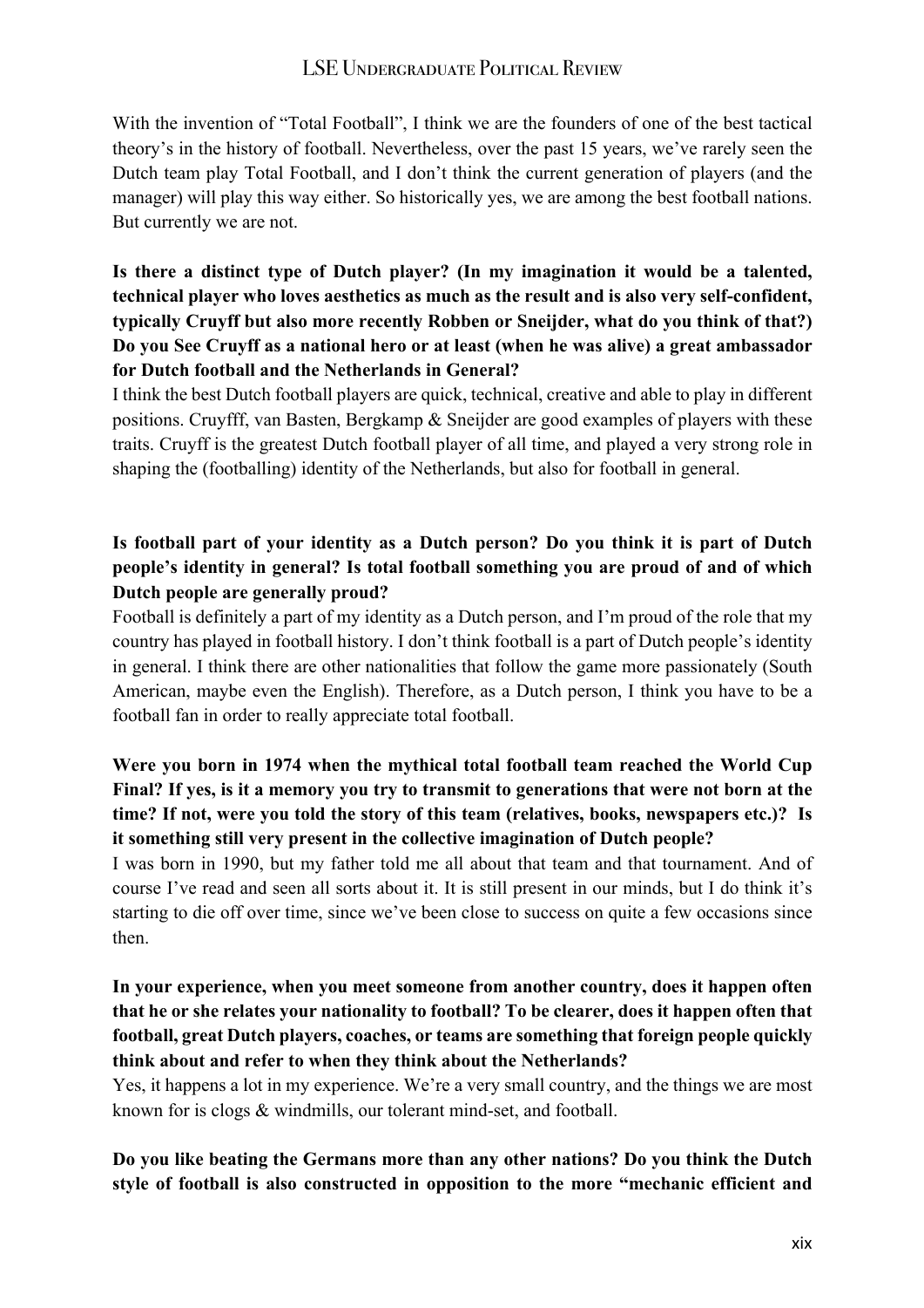With the invention of "Total Football", I think we are the founders of one of the best tactical theory's in the history of football. Nevertheless, over the past 15 years, we've rarely seen the Dutch team play Total Football, and I don't think the current generation of players (and the manager) will play this way either. So historically yes, we are among the best football nations. But currently we are not.

**Is there a distinct type of Dutch player? (In my imagination it would be a talented, technical player who loves aesthetics as much as the result and is also very self-confident, typically Cruyff but also more recently Robben or Sneijder, what do you think of that?) Do you See Cruyff as a national hero or at least (when he was alive) a great ambassador for Dutch football and the Netherlands in General?**

I think the best Dutch football players are quick, technical, creative and able to play in different positions. Cruyfff, van Basten, Bergkamp & Sneijder are good examples of players with these traits. Cruyff is the greatest Dutch football player of all time, and played a very strong role in shaping the (footballing) identity of the Netherlands, but also for football in general.

**Is football part of your identity as a Dutch person? Do you think it is part of Dutch people's identity in general? Is total football something you are proud of and of which Dutch people are generally proud?**

Football is definitely a part of my identity as a Dutch person, and I'm proud of the role that my country has played in football history. I don't think football is a part of Dutch people's identity in general. I think there are other nationalities that follow the game more passionately (South American, maybe even the English). Therefore, as a Dutch person, I think you have to be a football fan in order to really appreciate total football.

**Were you born in 1974 when the mythical total football team reached the World Cup Final? If yes, is it a memory you try to transmit to generations that were not born at the time? If not, were you told the story of this team (relatives, books, newspapers etc.)? Is it something still very present in the collective imagination of Dutch people?**

I was born in 1990, but my father told me all about that team and that tournament. And of course I've read and seen all sorts about it. It is still present in our minds, but I do think it's starting to die off over time, since we've been close to success on quite a few occasions since then.

**In your experience, when you meet someone from another country, does it happen often that he or she relates your nationality to football? To be clearer, does it happen often that football, great Dutch players, coaches, or teams are something that foreign people quickly think about and refer to when they think about the Netherlands?**

Yes, it happens a lot in my experience. We're a very small country, and the things we are most known for is clogs & windmills, our tolerant mind-set, and football.

**Do you like beating the Germans more than any other nations? Do you think the Dutch style of football is also constructed in opposition to the more "mechanic efficient and**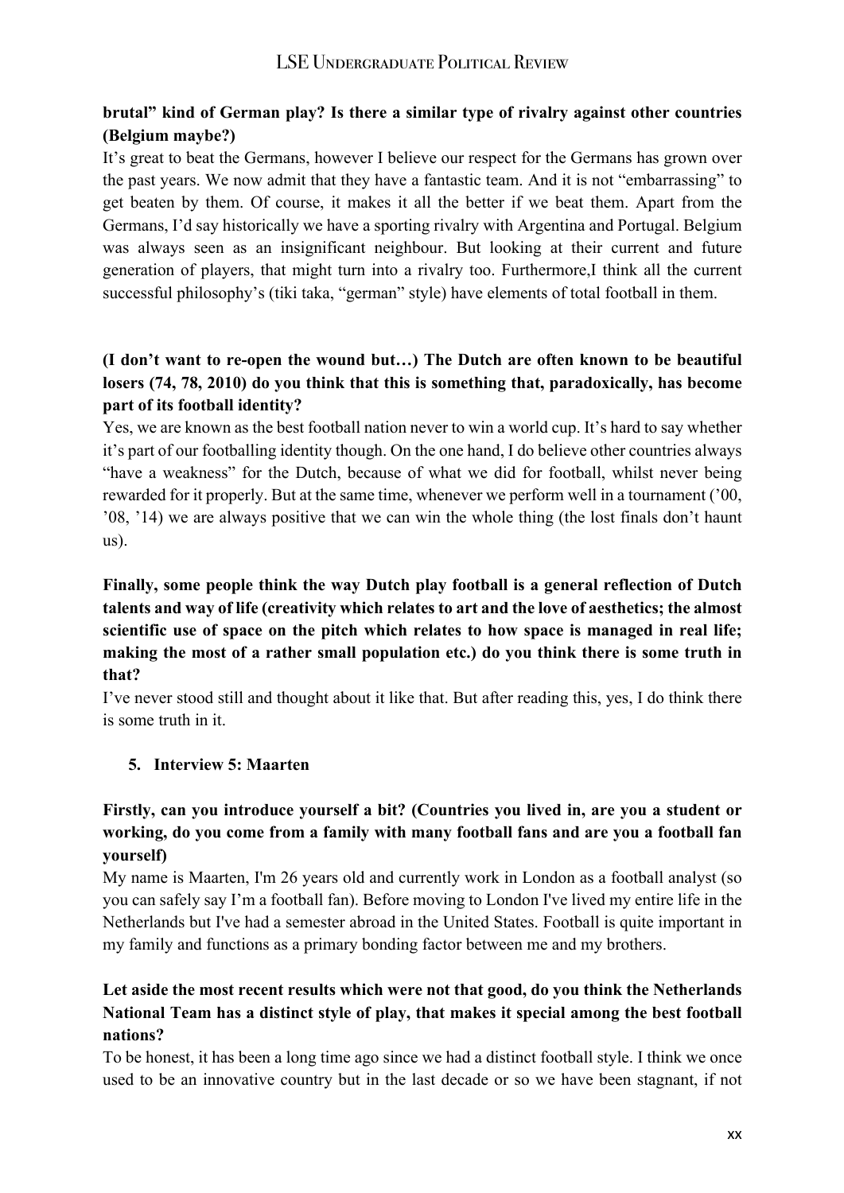**brutal" kind of German play? Is there a similar type of rivalry against other countries (Belgium maybe?)**

It's great to beat the Germans, however I believe our respect for the Germans has grown over the past years. We now admit that they have a fantastic team. And it is not "embarrassing" to get beaten by them. Of course, it makes it all the better if we beat them. Apart from the Germans, I'd say historically we have a sporting rivalry with Argentina and Portugal. Belgium was always seen as an insignificant neighbour. But looking at their current and future generation of players, that might turn into a rivalry too. Furthermore,I think all the current successful philosophy's (tiki taka, "german" style) have elements of total football in them.

**(I don't want to re-open the wound but…) The Dutch are often known to be beautiful losers (74, 78, 2010) do you think that this is something that, paradoxically, has become part of its football identity?**

Yes, we are known as the best football nation never to win a world cup. It's hard to say whether it's part of our footballing identity though. On the one hand, I do believe other countries always "have a weakness" for the Dutch, because of what we did for football, whilst never being rewarded for it properly. But at the same time, whenever we perform well in a tournament ('00, '08, '14) we are always positive that we can win the whole thing (the lost finals don't haunt us).

**Finally, some people think the way Dutch play football is a general reflection of Dutch talents and way of life (creativity which relates to art and the love of aesthetics; the almost scientific use of space on the pitch which relates to how space is managed in real life; making the most of a rather small population etc.) do you think there is some truth in that?**

I've never stood still and thought about it like that. But after reading this, yes, I do think there is some truth in it.

5. **Interview 5: Maarten**

**Firstly, can you introduce yourself a bit? (Countries you lived in, are you a student or working, do you come from a family with many football fans and are you a football fan yourself)**

My name is Maarten, I'm 26 years old and currently work in London as a football analyst (so you can safely say I'm a football fan). Before moving to London I've lived my entire life in the Netherlands but I've had a semester abroad in the United States. Football is quite important in my family and functions as a primary bonding factor between me and my brothers.

**Let aside the most recent results which were not that good, do you think the Netherlands National Team has a distinct style of play, that makes it special among the best football nations?**

To be honest, it has been a long time ago since we had a distinct football style. I think we once used to be an innovative country but in the last decade or so we have been stagnant, if not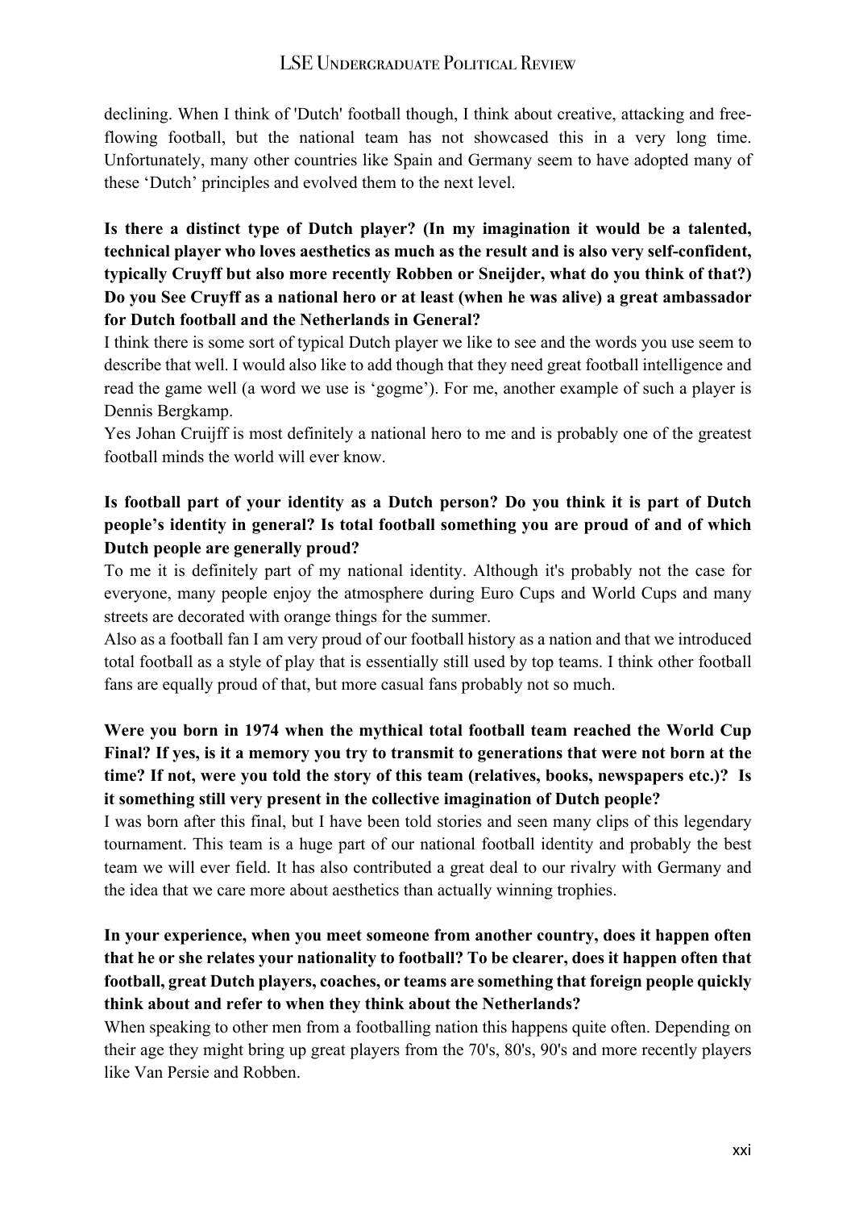declining. When I think of 'Dutch' football though, I think about creative, attacking and free-flowing football, but the national team has not showcased this in a very long time. Unfortunately, many other countries like Spain and Germany seem to have adopted many of these 'Dutch' principles and evolved them to the next level.

**Is there a distinct type of Dutch player? (In my imagination it would be a talented, technical player who loves aesthetics as much as the result and is also very self-confident, typically Cruyff but also more recently Robben or Sneijder, what do you think of that?) Do you See Cruyff as a national hero or at least (when he was alive) a great ambassador for Dutch football and the Netherlands in General?**

I think there is some sort of typical Dutch player we like to see and the words you use seem to describe that well. I would also like to add though that they need great football intelligence and read the game well (a word we use is 'gogme'). For me, another example of such a player is Dennis Bergkamp.

Yes Johan Cruijff is most definitely a national hero to me and is probably one of the greatest football minds the world will ever know.

**Is football part of your identity as a Dutch person? Do you think it is part of Dutch people's identity in general? Is total football something you are proud of and of which Dutch people are generally proud?**

To me it is definitely part of my national identity. Although it's probably not the case for everyone, many people enjoy the atmosphere during Euro Cups and World Cups and many streets are decorated with orange things for the summer.

Also as a football fan I am very proud of our football history as a nation and that we introduced total football as a style of play that is essentially still used by top teams. I think other football fans are equally proud of that, but more casual fans probably not so much.

**Were you born in 1974 when the mythical total football team reached the World Cup Final? If yes, is it a memory you try to transmit to generations that were not born at the time? If not, were you told the story of this team (relatives, books, newspapers etc.)? Is it something still very present in the collective imagination of Dutch people?**

I was born after this final, but I have been told stories and seen many clips of this legendary tournament. This team is a huge part of our national football identity and probably the best team we will ever field. It has also contributed a great deal to our rivalry with Germany and the idea that we care more about aesthetics than actually winning trophies.

**In your experience, when you meet someone from another country, does it happen often that he or she relates your nationality to football? To be clearer, does it happen often that football, great Dutch players, coaches, or teams are something that foreign people quickly think about and refer to when they think about the Netherlands?**

When speaking to other men from a footballing nation this happens quite often. Depending on their age they might bring up great players from the 70's, 80's, 90's and more recently players like Van Persie and Robben.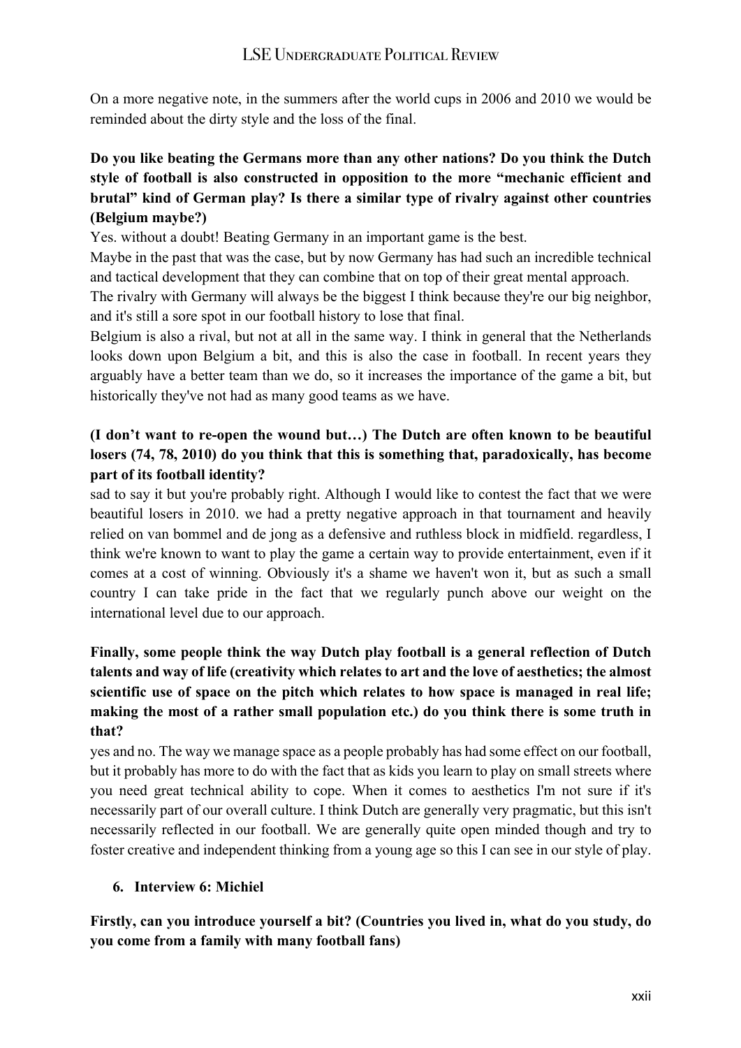On a more negative note, in the summers after the world cups in 2006 and 2010 we would be reminded about the dirty style and the loss of the final.

**Do you like beating the Germans more than any other nations? Do you think the Dutch style of football is also constructed in opposition to the more "mechanic efficient and brutal" kind of German play? Is there a similar type of rivalry against other countries (Belgium maybe?)**

Yes. without a doubt! Beating Germany in an important game is the best.

Maybe in the past that was the case, but by now Germany has had such an incredible technical and tactical development that they can combine that on top of their great mental approach.

The rivalry with Germany will always be the biggest I think because they're our big neighbor, and it's still a sore spot in our football history to lose that final.

Belgium is also a rival, but not at all in the same way. I think in general that the Netherlands looks down upon Belgium a bit, and this is also the case in football. In recent years they arguably have a better team than we do, so it increases the importance of the game a bit, but historically they've not had as many good teams as we have.

**(I don't want to re-open the wound but…) The Dutch are often known to be beautiful losers (74, 78, 2010) do you think that this is something that, paradoxically, has become part of its football identity?**

sad to say it but you're probably right. Although I would like to contest the fact that we were beautiful losers in 2010. we had a pretty negative approach in that tournament and heavily relied on van bommel and de jong as a defensive and ruthless block in midfield. regardless, I think we're known to want to play the game a certain way to provide entertainment, even if it comes at a cost of winning. Obviously it's a shame we haven't won it, but as such a small country I can take pride in the fact that we regularly punch above our weight on the international level due to our approach.

**Finally, some people think the way Dutch play football is a general reflection of Dutch talents and way of life (creativity which relates to art and the love of aesthetics; the almost scientific use of space on the pitch which relates to how space is managed in real life; making the most of a rather small population etc.) do you think there is some truth in that?**

yes and no. The way we manage space as a people probably has had some effect on our football, but it probably has more to do with the fact that as kids you learn to play on small streets where you need great technical ability to cope. When it comes to aesthetics I'm not sure if it's necessarily part of our overall culture. I think Dutch are generally very pragmatic, but this isn't necessarily reflected in our football. We are generally quite open minded though and try to foster creative and independent thinking from a young age so this I can see in our style of play.

### 6. Interview 6: Michiel

**Firstly, can you introduce yourself a bit? (Countries you lived in, what do you study, do you come from a family with many football fans)**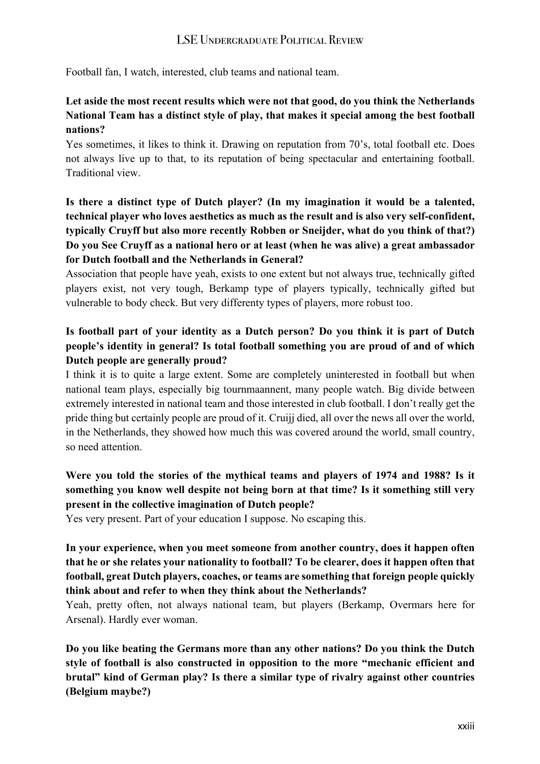Football fan, I watch, interested, club teams and national team.

**Let aside the most recent results which were not that good, do you think the Netherlands National Team has a distinct style of play, that makes it special among the best football nations?**

Yes sometimes, it likes to think it. Drawing on reputation from 70's, total football etc. Does not always live up to that, to its reputation of being spectacular and entertaining football. Traditional view.

**Is there a distinct type of Dutch player? (In my imagination it would be a talented, technical player who loves aesthetics as much as the result and is also very self-confident, typically Cruyff but also more recently Robben or Sneijder, what do you think of that?) Do you See Cruyff as a national hero or at least (when he was alive) a great ambassador for Dutch football and the Netherlands in General?**

Association that people have yeah, exists to one extent but not always true, technically gifted players exist, not very tough, Berkamp type of players typically, technically gifted but vulnerable to body check. But very differenty types of players, more robust too.

**Is football part of your identity as a Dutch person? Do you think it is part of Dutch people's identity in general? Is total football something you are proud of and of which Dutch people are generally proud?**

I think it is to quite a large extent. Some are completely uninterested in football but when national team plays, especially big tournmaannent, many people watch. Big divide between extremely interested in national team and those interested in club football. I don't really get the pride thing but certainly people are proud of it. Cruijj died, all over the news all over the world, in the Netherlands, they showed how much this was covered around the world, small country, so need attention.

**Were you told the stories of the mythical teams and players of 1974 and 1988? Is it something you know well despite not being born at that time? Is it something still very present in the collective imagination of Dutch people?**

Yes very present. Part of your education I suppose. No escaping this.

**In your experience, when you meet someone from another country, does it happen often that he or she relates your nationality to football? To be clearer, does it happen often that football, great Dutch players, coaches, or teams are something that foreign people quickly think about and refer to when they think about the Netherlands?**

Yeah, pretty often, not always national team, but players (Berkamp, Overmars here for Arsenal). Hardly ever woman.

**Do you like beating the Germans more than any other nations? Do you think the Dutch style of football is also constructed in opposition to the more "mechanic efficient and brutal" kind of German play? Is there a similar type of rivalry against other countries (Belgium maybe?)**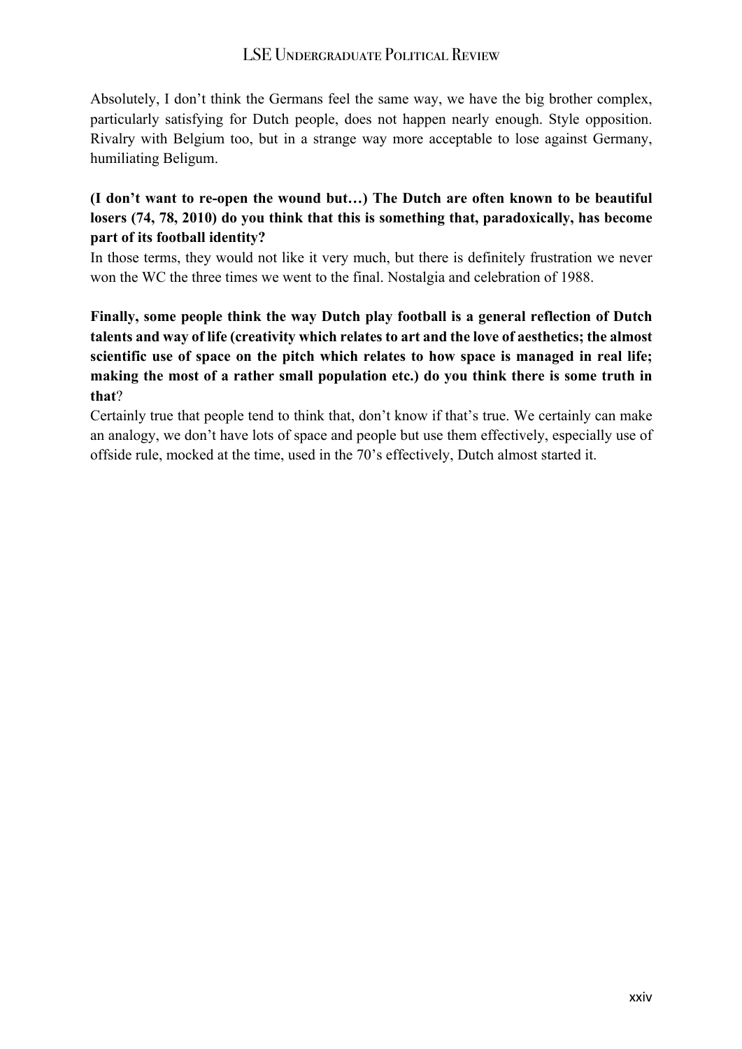Absolutely, I don't think the Germans feel the same way, we have the big brother complex, particularly satisfying for Dutch people, does not happen nearly enough. Style opposition. Rivalry with Belgium too, but in a strange way more acceptable to lose against Germany, humiliating Beligum.

**(I don't want to re-open the wound but…) The Dutch are often known to be beautiful losers (74, 78, 2010) do you think that this is something that, paradoxically, has become part of its football identity?**
In those terms, they would not like it very much, but there is definitely frustration we never won the WC the three times we went to the final. Nostalgia and celebration of 1988.

**Finally, some people think the way Dutch play football is a general reflection of Dutch talents and way of life (creativity which relates to art and the love of aesthetics; the almost scientific use of space on the pitch which relates to how space is managed in real life; making the most of a rather small population etc.) do you think there is some truth in that**?
Certainly true that people tend to think that, don't know if that's true. We certainly can make an analogy, we don't have lots of space and people but use them effectively, especially use of offside rule, mocked at the time, used in the 70's effectively, Dutch almost started it.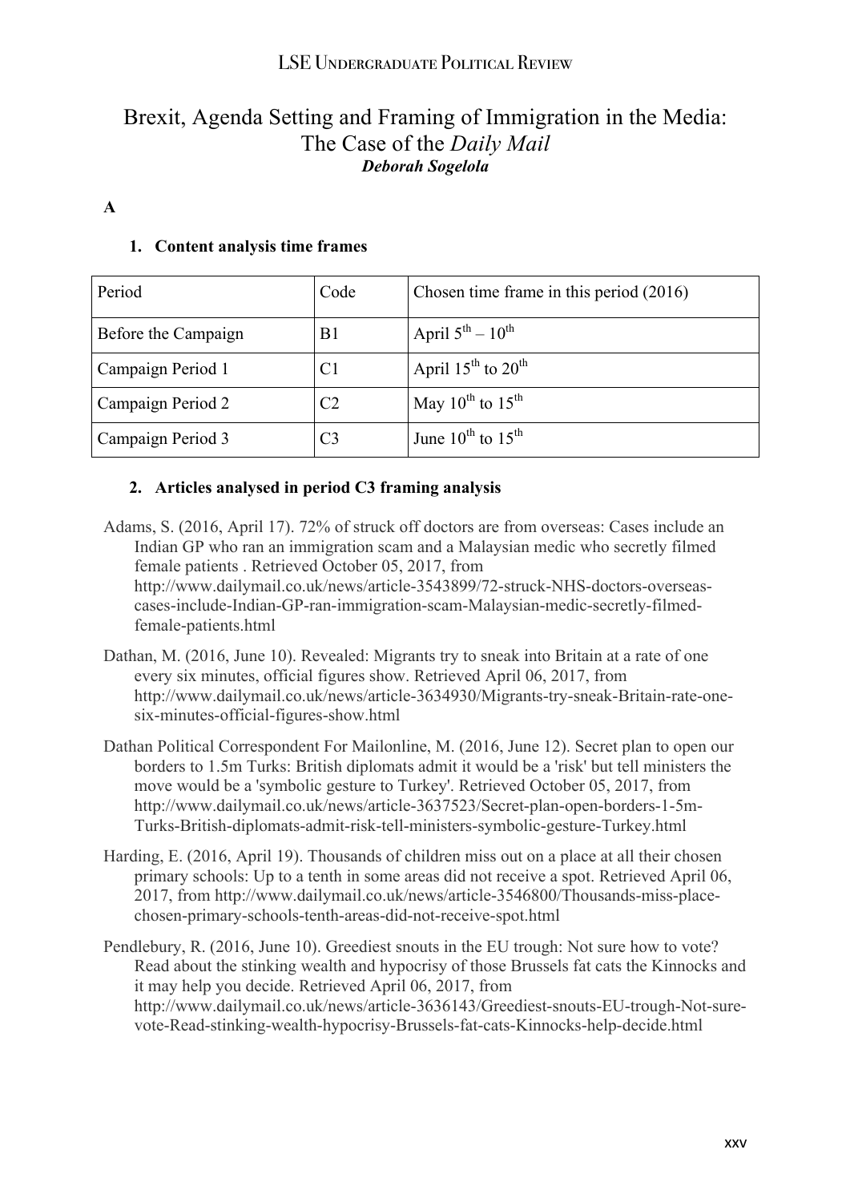# Brexit, Agenda Setting and Framing of Immigration in the Media: The Case of the *Daily Mail*

***Deborah Sogelola***

**A**

### 1. Content analysis time frames

| Period | Code | Chosen time frame in this period (2016) |
|---|---|---|
| Before the Campaign | B1 | April 5th – 10th |
| Campaign Period 1 | C1 | April 15th to 20th |
| Campaign Period 2 | C2 | May 10th to 15th |
| Campaign Period 3 | C3 | June 10th to 15th |

### 2. Articles analysed in period C3 framing analysis

Adams, S. (2016, April 17). 72% of struck off doctors are from overseas: Cases include an Indian GP who ran an immigration scam and a Malaysian medic who secretly filmed female patients . Retrieved October 05, 2017, from http://www.dailymail.co.uk/news/article-3543899/72-struck-NHS-doctors-overseas-cases-include-Indian-GP-ran-immigration-scam-Malaysian-medic-secretly-filmed-female-patients.html

Dathan, M. (2016, June 10). Revealed: Migrants try to sneak into Britain at a rate of one every six minutes, official figures show. Retrieved April 06, 2017, from http://www.dailymail.co.uk/news/article-3634930/Migrants-try-sneak-Britain-rate-one-six-minutes-official-figures-show.html

Dathan Political Correspondent For Mailonline, M. (2016, June 12). Secret plan to open our borders to 1.5m Turks: British diplomats admit it would be a 'risk' but tell ministers the move would be a 'symbolic gesture to Turkey'. Retrieved October 05, 2017, from http://www.dailymail.co.uk/news/article-3637523/Secret-plan-open-borders-1-5m-Turks-British-diplomats-admit-risk-tell-ministers-symbolic-gesture-Turkey.html

Harding, E. (2016, April 19). Thousands of children miss out on a place at all their chosen primary schools: Up to a tenth in some areas did not receive a spot. Retrieved April 06, 2017, from http://www.dailymail.co.uk/news/article-3546800/Thousands-miss-place-chosen-primary-schools-tenth-areas-did-not-receive-spot.html

Pendlebury, R. (2016, June 10). Greediest snouts in the EU trough: Not sure how to vote? Read about the stinking wealth and hypocrisy of those Brussels fat cats the Kinnocks and it may help you decide. Retrieved April 06, 2017, from http://www.dailymail.co.uk/news/article-3636143/Greediest-snouts-EU-trough-Not-sure-vote-Read-stinking-wealth-hypocrisy-Brussels-fat-cats-Kinnocks-help-decide.html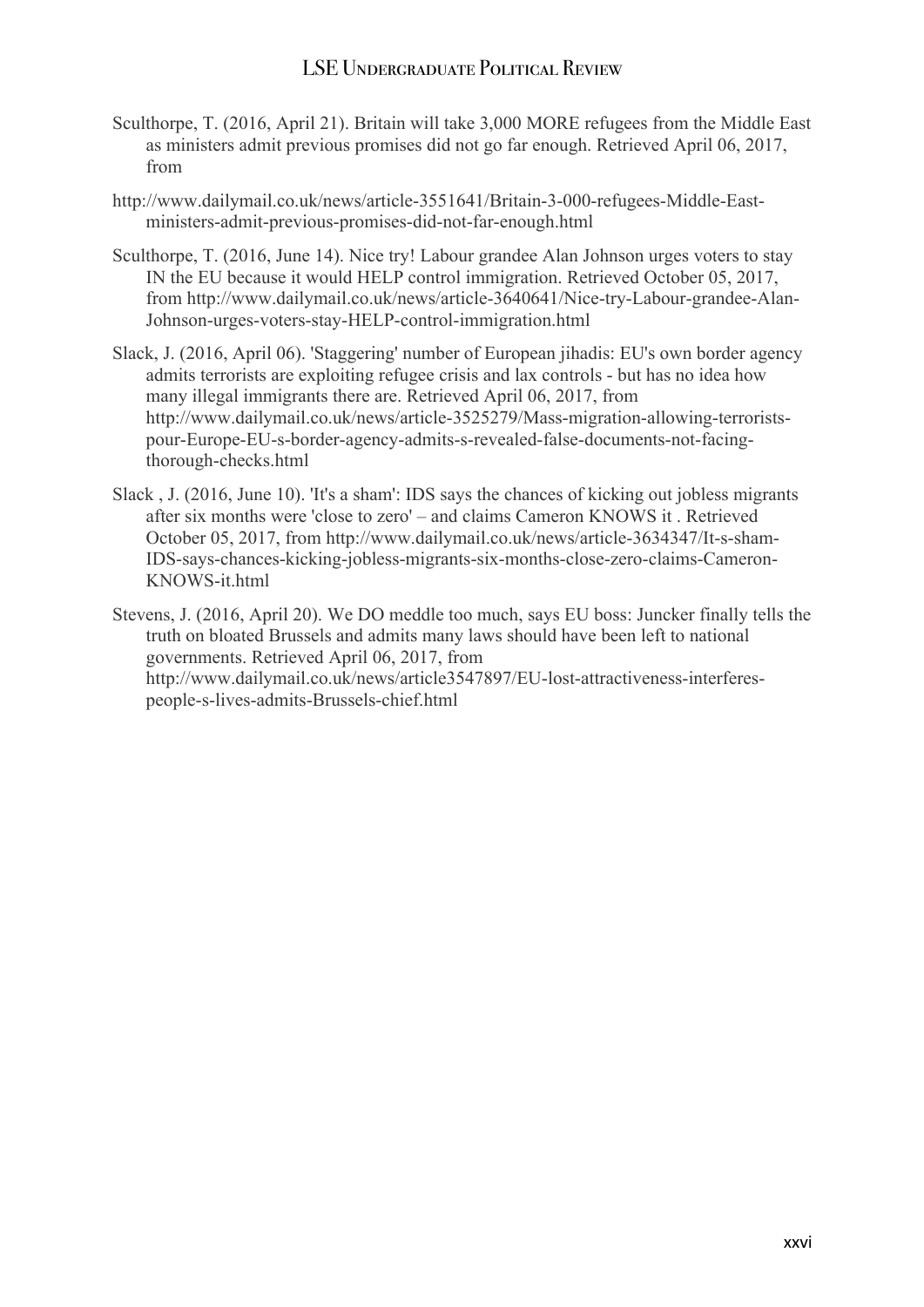Sculthorpe, T. (2016, April 21). Britain will take 3,000 MORE refugees from the Middle East as ministers admit previous promises did not go far enough. Retrieved April 06, 2017, from

http://www.dailymail.co.uk/news/article-3551641/Britain-3-000-refugees-Middle-East-ministers-admit-previous-promises-did-not-far-enough.html

Sculthorpe, T. (2016, June 14). Nice try! Labour grandee Alan Johnson urges voters to stay IN the EU because it would HELP control immigration. Retrieved October 05, 2017, from http://www.dailymail.co.uk/news/article-3640641/Nice-try-Labour-grandee-Alan-Johnson-urges-voters-stay-HELP-control-immigration.html

Slack, J. (2016, April 06). 'Staggering' number of European jihadis: EU's own border agency admits terrorists are exploiting refugee crisis and lax controls - but has no idea how many illegal immigrants there are. Retrieved April 06, 2017, from http://www.dailymail.co.uk/news/article-3525279/Mass-migration-allowing-terrorists-pour-Europe-EU-s-border-agency-admits-s-revealed-false-documents-not-facing-thorough-checks.html

Slack , J. (2016, June 10). 'It's a sham': IDS says the chances of kicking out jobless migrants after six months were 'close to zero' – and claims Cameron KNOWS it . Retrieved October 05, 2017, from http://www.dailymail.co.uk/news/article-3634347/It-s-sham-IDS-says-chances-kicking-jobless-migrants-six-months-close-zero-claims-Cameron-KNOWS-it.html

Stevens, J. (2016, April 20). We DO meddle too much, says EU boss: Juncker finally tells the truth on bloated Brussels and admits many laws should have been left to national governments. Retrieved April 06, 2017, from http://www.dailymail.co.uk/news/article3547897/EU-lost-attractiveness-interferes-people-s-lives-admits-Brussels-chief.html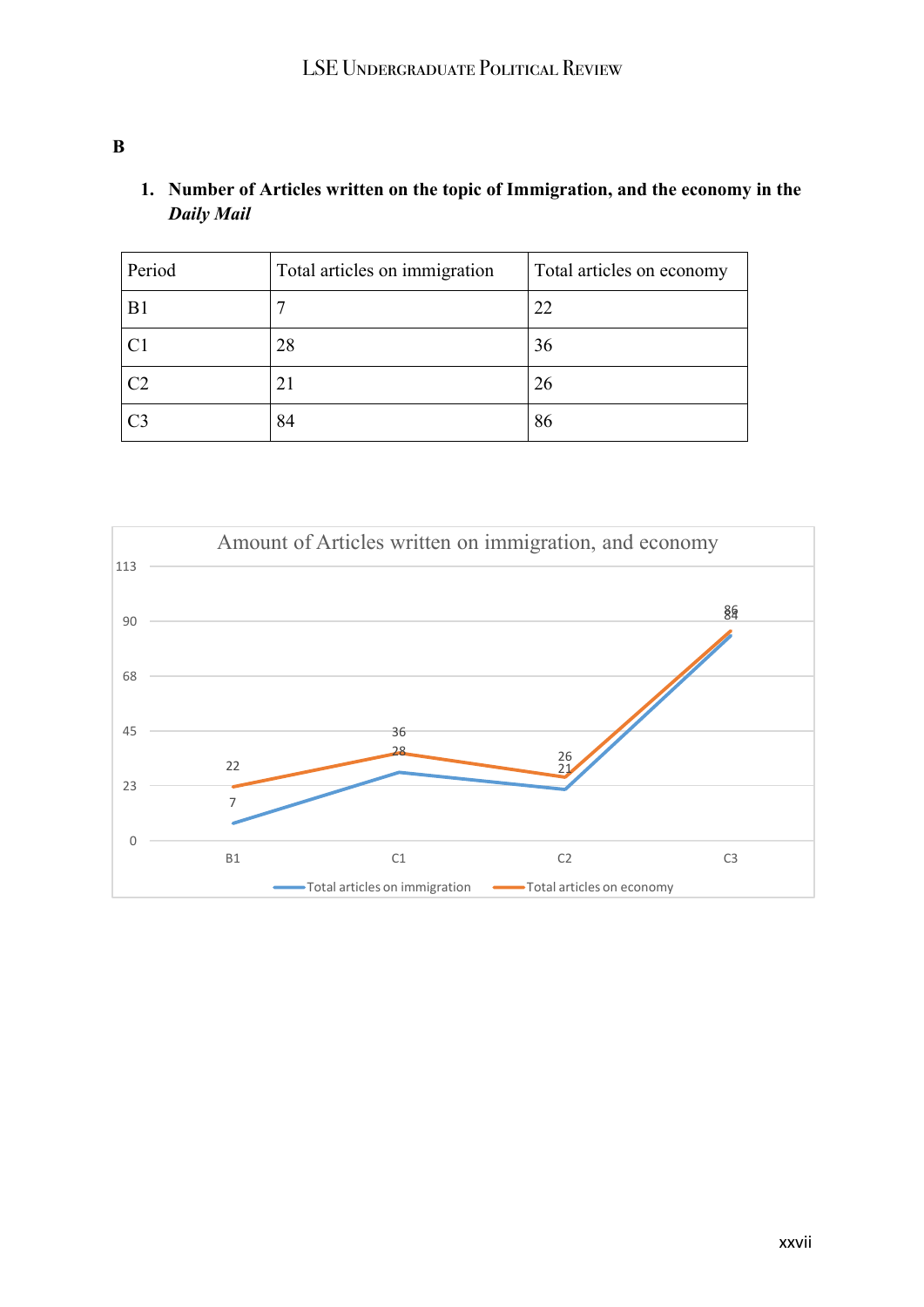**B**

1. **Number of Articles written on the topic of Immigration, and the economy in the *Daily Mail***

| Period | Total articles on immigration | Total articles on economy |
|---|---|---|
| B1 | 7 | 22 |
| C1 | 28 | 36 |
| C2 | 21 | 26 |
| C3 | 84 | 86 |

Amount of Articles written on immigration, and economy

113
90
68
45
23
0

22
7
36
28
26
21
86
84

B1 C1 C2 C3

Total articles on immigration
Total articles on economy